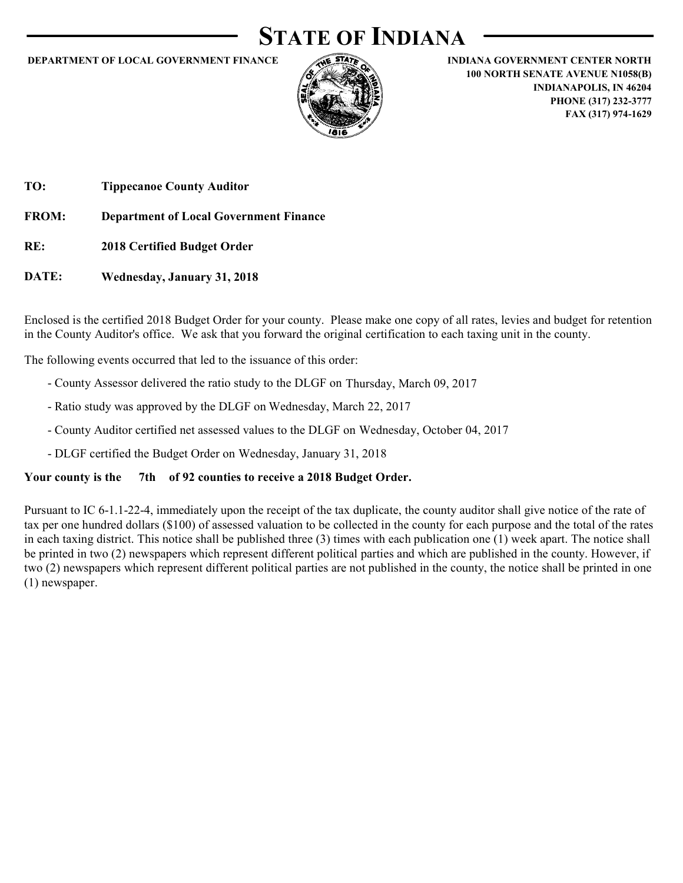# STATE OF INDIANA

**DEPARTMENT OF LOCAL GOVERNMENT FINANCE**

**INDIANA GOVERNMENT CENTER NORTH**
**100 NORTH SENATE AVENUE N1058(B)**
**INDIANAPOLIS, IN 46204**
**PHONE (317) 232-3777**
**FAX (317) 974-1629**

**TO:** **Tippecanoe County Auditor**

**FROM:** **Department of Local Government Finance**

**RE:** **2018 Certified Budget Order**

**DATE:** **Wednesday, January 31, 2018**

Enclosed is the certified 2018 Budget Order for your county. Please make one copy of all rates, levies and budget for retention in the County Auditor's office. We ask that you forward the original certification to each taxing unit in the county.

The following events occurred that led to the issuance of this order:

- County Assessor delivered the ratio study to the DLGF on Thursday, March 09, 2017
- Ratio study was approved by the DLGF on Wednesday, March 22, 2017
- County Auditor certified net assessed values to the DLGF on Wednesday, October 04, 2017
- DLGF certified the Budget Order on Wednesday, January 31, 2018

**Your county is the 7th of 92 counties to receive a 2018 Budget Order.**

Pursuant to IC 6-1.1-22-4, immediately upon the receipt of the tax duplicate, the county auditor shall give notice of the rate of tax per one hundred dollars ($100) of assessed valuation to be collected in the county for each purpose and the total of the rates in each taxing district. This notice shall be published three (3) times with each publication one (1) week apart. The notice shall be printed in two (2) newspapers which represent different political parties and which are published in the county. However, if two (2) newspapers which represent different political parties are not published in the county, the notice shall be printed in one (1) newspaper.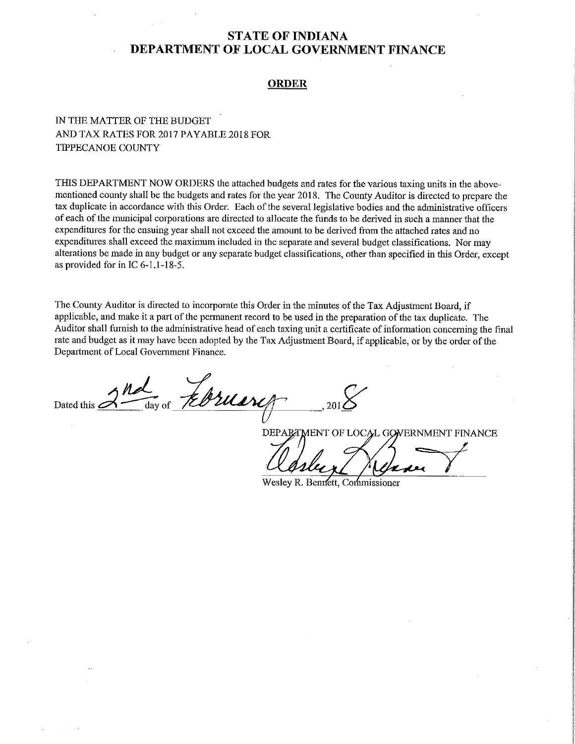# STATE OF INDIANA
# DEPARTMENT OF LOCAL GOVERNMENT FINANCE

## ORDER

IN THE MATTER OF THE BUDGET
AND TAX RATES FOR 2017 PAYABLE 2018 FOR
TIPPECANOE COUNTY

THIS DEPARTMENT NOW ORDERS the attached budgets and rates for the various taxing units in the above-mentioned county shall be the budgets and rates for the year 2018. The County Auditor is directed to prepare the tax duplicate in accordance with this Order. Each of the several legislative bodies and the administrative officers of each of the municipal corporations are directed to allocate the funds to be derived in such a manner that the expenditures for the ensuing year shall not exceed the amount to be derived from the attached rates and no expenditures shall exceed the maximum included in the separate and several budget classifications. Nor may alterations be made in any budget or any separate budget classifications, other than specified in this Order, except as provided for in IC 6-1.1-18-5.

The County Auditor is directed to incorporate this Order in the minutes of the Tax Adjustment Board, if applicable, and make it a part of the permanent record to be used in the preparation of the tax duplicate. The Auditor shall furnish to the administrative head of each taxing unit a certificate of information concerning the final rate and budget as it may have been adopted by the Tax Adjustment Board, if applicable, or by the order of the Department of Local Government Finance.

Dated this 2nd day of February, 2018

DEPARTMENT OF LOCAL GOVERNMENT FINANCE

Wesley R. Bennett, Commissioner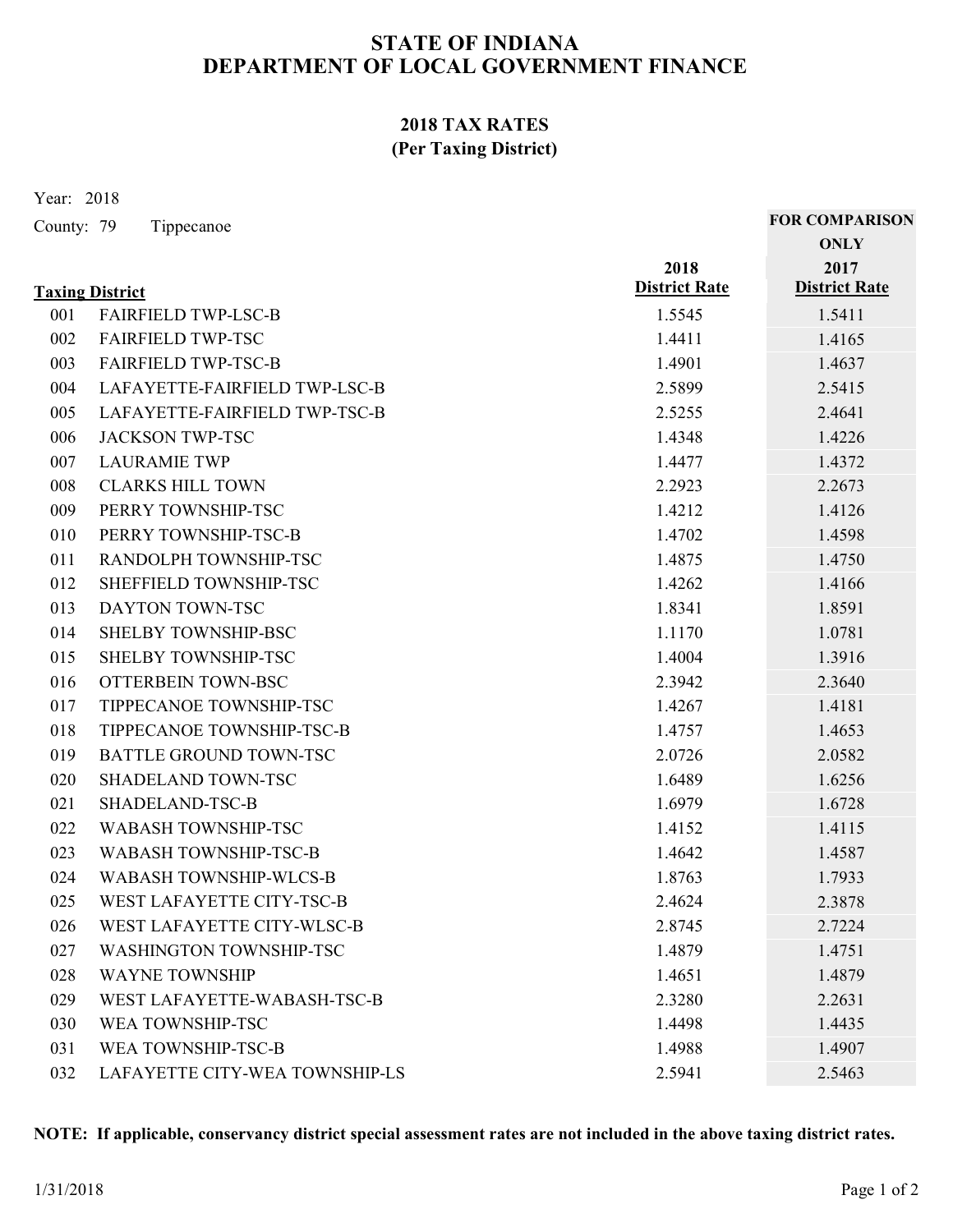# STATE OF INDIANA
# DEPARTMENT OF LOCAL GOVERNMENT FINANCE

## 2018 TAX RATES
## (Per Taxing District)

Year: 2018

County: 79 Tippecanoe

| Taxing District | | 2018 District Rate | FOR COMPARISON ONLY 2017 District Rate |
|---|---|---|---|
| 001 | FAIRFIELD TWP-LSC-B | 1.5545 | 1.5411 |
| 002 | FAIRFIELD TWP-TSC | 1.4411 | 1.4165 |
| 003 | FAIRFIELD TWP-TSC-B | 1.4901 | 1.4637 |
| 004 | LAFAYETTE-FAIRFIELD TWP-LSC-B | 2.5899 | 2.5415 |
| 005 | LAFAYETTE-FAIRFIELD TWP-TSC-B | 2.5255 | 2.4641 |
| 006 | JACKSON TWP-TSC | 1.4348 | 1.4226 |
| 007 | LAURAMIE TWP | 1.4477 | 1.4372 |
| 008 | CLARKS HILL TOWN | 2.2923 | 2.2673 |
| 009 | PERRY TOWNSHIP-TSC | 1.4212 | 1.4126 |
| 010 | PERRY TOWNSHIP-TSC-B | 1.4702 | 1.4598 |
| 011 | RANDOLPH TOWNSHIP-TSC | 1.4875 | 1.4750 |
| 012 | SHEFFIELD TOWNSHIP-TSC | 1.4262 | 1.4166 |
| 013 | DAYTON TOWN-TSC | 1.8341 | 1.8591 |
| 014 | SHELBY TOWNSHIP-BSC | 1.1170 | 1.0781 |
| 015 | SHELBY TOWNSHIP-TSC | 1.4004 | 1.3916 |
| 016 | OTTERBEIN TOWN-BSC | 2.3942 | 2.3640 |
| 017 | TIPPECANOE TOWNSHIP-TSC | 1.4267 | 1.4181 |
| 018 | TIPPECANOE TOWNSHIP-TSC-B | 1.4757 | 1.4653 |
| 019 | BATTLE GROUND TOWN-TSC | 2.0726 | 2.0582 |
| 020 | SHADELAND TOWN-TSC | 1.6489 | 1.6256 |
| 021 | SHADELAND-TSC-B | 1.6979 | 1.6728 |
| 022 | WABASH TOWNSHIP-TSC | 1.4152 | 1.4115 |
| 023 | WABASH TOWNSHIP-TSC-B | 1.4642 | 1.4587 |
| 024 | WABASH TOWNSHIP-WLCS-B | 1.8763 | 1.7933 |
| 025 | WEST LAFAYETTE CITY-TSC-B | 2.4624 | 2.3878 |
| 026 | WEST LAFAYETTE CITY-WLSC-B | 2.8745 | 2.7224 |
| 027 | WASHINGTON TOWNSHIP-TSC | 1.4879 | 1.4751 |
| 028 | WAYNE TOWNSHIP | 1.4651 | 1.4879 |
| 029 | WEST LAFAYETTE-WABASH-TSC-B | 2.3280 | 2.2631 |
| 030 | WEA TOWNSHIP-TSC | 1.4498 | 1.4435 |
| 031 | WEA TOWNSHIP-TSC-B | 1.4988 | 1.4907 |
| 032 | LAFAYETTE CITY-WEA TOWNSHIP-LS | 2.5941 | 2.5463 |

**NOTE: If applicable, conservancy district special assessment rates are not included in the above taxing district rates.**

1/31/2018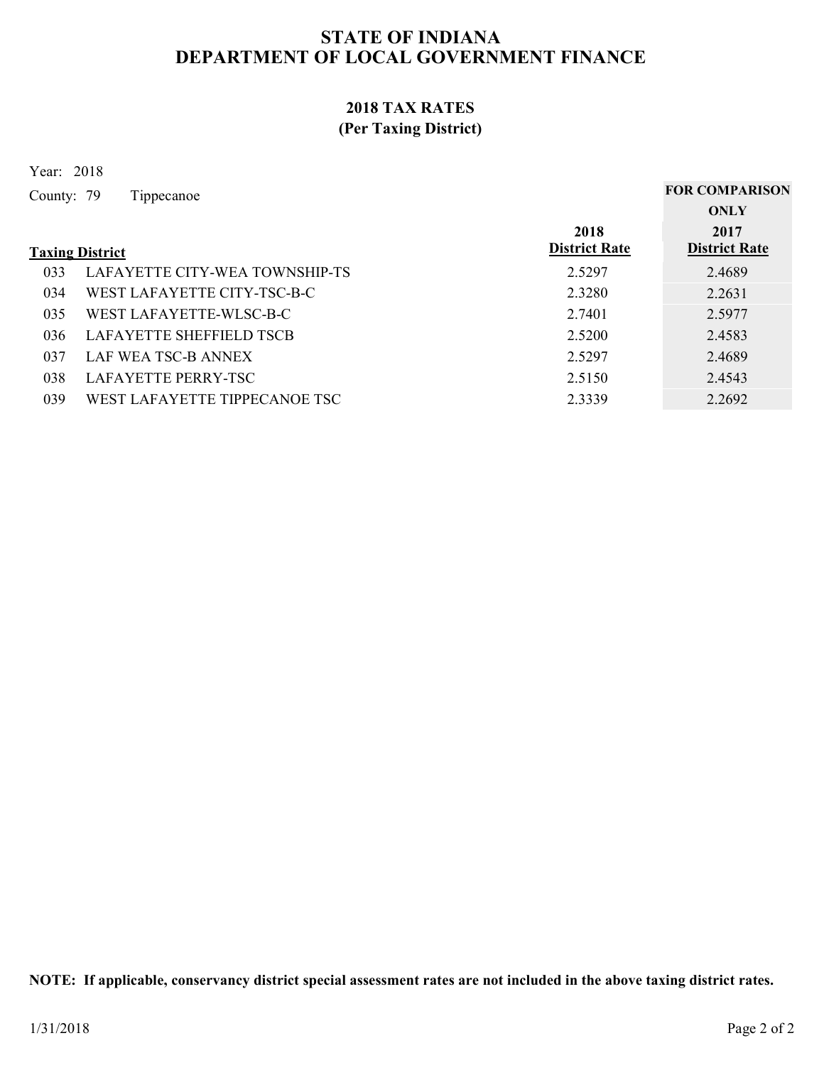# STATE OF INDIANA
# DEPARTMENT OF LOCAL GOVERNMENT FINANCE

## 2018 TAX RATES
## (Per Taxing District)

Year: 2018

County: 79 Tippecanoe

| Taxing District | | 2018 District Rate | FOR COMPARISON ONLY 2017 District Rate |
|---|---|---|---|
| 033 | LAFAYETTE CITY-WEA TOWNSHIP-TS | 2.5297 | 2.4689 |
| 034 | WEST LAFAYETTE CITY-TSC-B-C | 2.3280 | 2.2631 |
| 035 | WEST LAFAYETTE-WLSC-B-C | 2.7401 | 2.5977 |
| 036 | LAFAYETTE SHEFFIELD TSCB | 2.5200 | 2.4583 |
| 037 | LAF WEA TSC-B ANNEX | 2.5297 | 2.4689 |
| 038 | LAFAYETTE PERRY-TSC | 2.5150 | 2.4543 |
| 039 | WEST LAFAYETTE TIPPECANOE TSC | 2.3339 | 2.2692 |

**NOTE: If applicable, conservancy district special assessment rates are not included in the above taxing district rates.**

1/31/2018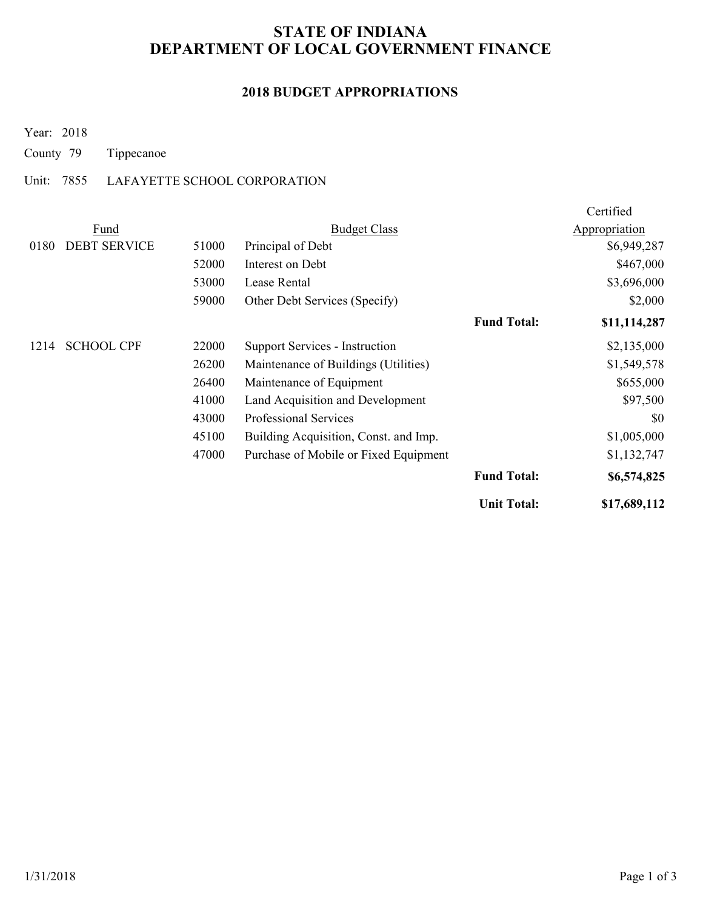# STATE OF INDIANA
# DEPARTMENT OF LOCAL GOVERNMENT FINANCE

## 2018 BUDGET APPROPRIATIONS

Year: 2018

County 79 Tippecanoe

Unit: 7855 LAFAYETTE SCHOOL CORPORATION

| Fund | | | Budget Class | | Certified Appropriation |
|---|---|---|---|---|---|
| 0180 | DEBT SERVICE | 51000 | Principal of Debt | | $6,949,287 |
| | | 52000 | Interest on Debt | | $467,000 |
| | | 53000 | Lease Rental | | $3,696,000 |
| | | 59000 | Other Debt Services (Specify) | | $2,000 |
| | | | | **Fund Total:** | **$11,114,287** |
| 1214 | SCHOOL CPF | 22000 | Support Services - Instruction | | $2,135,000 |
| | | 26200 | Maintenance of Buildings (Utilities) | | $1,549,578 |
| | | 26400 | Maintenance of Equipment | | $655,000 |
| | | 41000 | Land Acquisition and Development | | $97,500 |
| | | 43000 | Professional Services | | $0 |
| | | 45100 | Building Acquisition, Const. and Imp. | | $1,005,000 |
| | | 47000 | Purchase of Mobile or Fixed Equipment | | $1,132,747 |
| | | | | **Fund Total:** | **$6,574,825** |
| | | | | **Unit Total:** | **$17,689,112** |

1/31/2018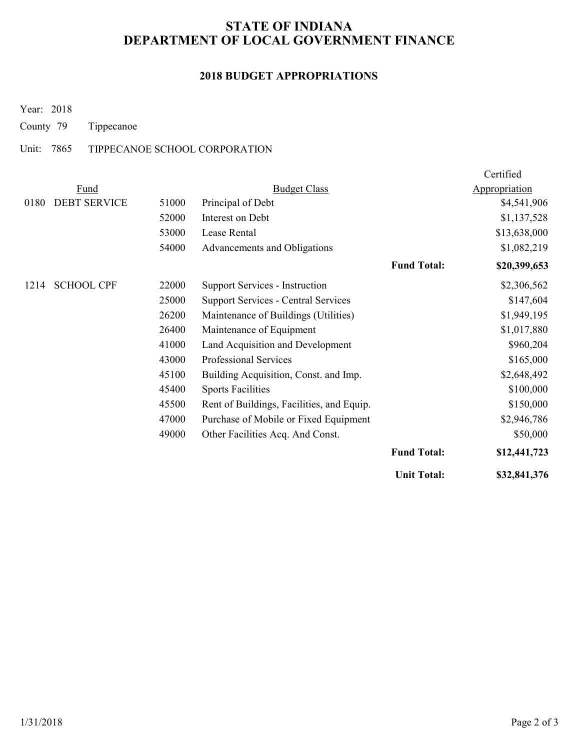# STATE OF INDIANA
# DEPARTMENT OF LOCAL GOVERNMENT FINANCE

## 2018 BUDGET APPROPRIATIONS

Year: 2018

County 79 Tippecanoe

Unit: 7865 TIPPECANOE SCHOOL CORPORATION

| Fund | | | Budget Class | | Certified Appropriation |
|---|---|---|---|---|---|
| 0180 | DEBT SERVICE | 51000 | Principal of Debt | | $4,541,906 |
| | | 52000 | Interest on Debt | | $1,137,528 |
| | | 53000 | Lease Rental | | $13,638,000 |
| | | 54000 | Advancements and Obligations | | $1,082,219 |
| | | | | **Fund Total:** | **$20,399,653** |
| 1214 | SCHOOL CPF | 22000 | Support Services - Instruction | | $2,306,562 |
| | | 25000 | Support Services - Central Services | | $147,604 |
| | | 26200 | Maintenance of Buildings (Utilities) | | $1,949,195 |
| | | 26400 | Maintenance of Equipment | | $1,017,880 |
| | | 41000 | Land Acquisition and Development | | $960,204 |
| | | 43000 | Professional Services | | $165,000 |
| | | 45100 | Building Acquisition, Const. and Imp. | | $2,648,492 |
| | | 45400 | Sports Facilities | | $100,000 |
| | | 45500 | Rent of Buildings, Facilities, and Equip. | | $150,000 |
| | | 47000 | Purchase of Mobile or Fixed Equipment | | $2,946,786 |
| | | 49000 | Other Facilities Acq. And Const. | | $50,000 |
| | | | | **Fund Total:** | **$12,441,723** |
| | | | | **Unit Total:** | **$32,841,376** |

1/31/2018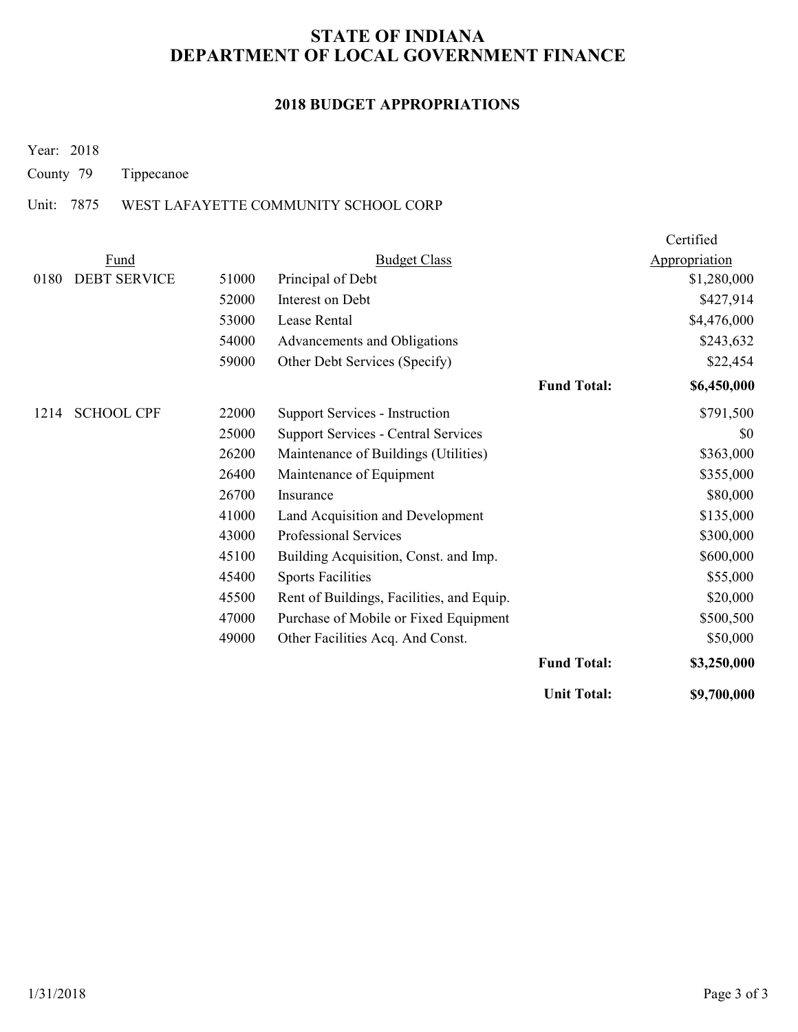# STATE OF INDIANA
# DEPARTMENT OF LOCAL GOVERNMENT FINANCE

## 2018 BUDGET APPROPRIATIONS

Year: 2018

County 79 Tippecanoe

Unit: 7875 WEST LAFAYETTE COMMUNITY SCHOOL CORP

| Fund | | Budget Class | | | Certified Appropriation |
|---|---|---|---|---|---|
| 0180 | DEBT SERVICE | 51000 | Principal of Debt | | $1,280,000 |
| | | 52000 | Interest on Debt | | $427,914 |
| | | 53000 | Lease Rental | | $4,476,000 |
| | | 54000 | Advancements and Obligations | | $243,632 |
| | | 59000 | Other Debt Services (Specify) | | $22,454 |
| | | | | **Fund Total:** | **$6,450,000** |
| 1214 | SCHOOL CPF | 22000 | Support Services - Instruction | | $791,500 |
| | | 25000 | Support Services - Central Services | | $0 |
| | | 26200 | Maintenance of Buildings (Utilities) | | $363,000 |
| | | 26400 | Maintenance of Equipment | | $355,000 |
| | | 26700 | Insurance | | $80,000 |
| | | 41000 | Land Acquisition and Development | | $135,000 |
| | | 43000 | Professional Services | | $300,000 |
| | | 45100 | Building Acquisition, Const. and Imp. | | $600,000 |
| | | 45400 | Sports Facilities | | $55,000 |
| | | 45500 | Rent of Buildings, Facilities, and Equip. | | $20,000 |
| | | 47000 | Purchase of Mobile or Fixed Equipment | | $500,500 |
| | | 49000 | Other Facilities Acq. And Const. | | $50,000 |
| | | | | **Fund Total:** | **$3,250,000** |
| | | | | **Unit Total:** | **$9,700,000** |

1/31/2018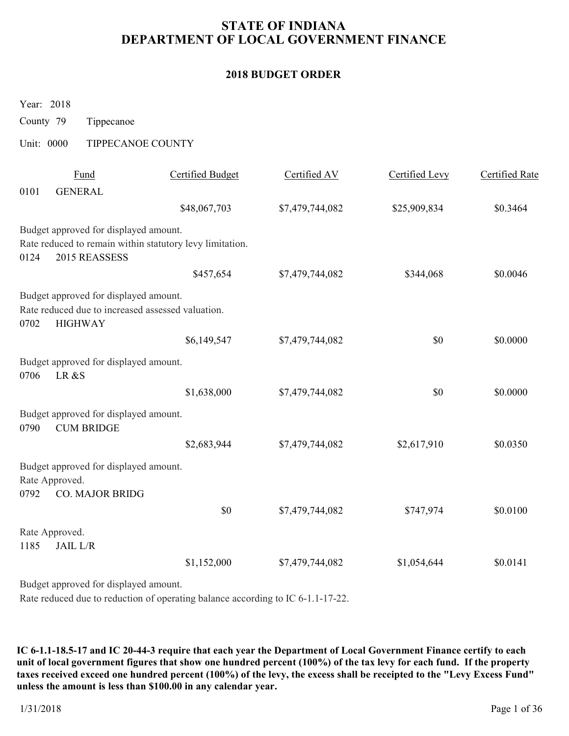# STATE OF INDIANA
# DEPARTMENT OF LOCAL GOVERNMENT FINANCE

## 2018 BUDGET ORDER

Year: 2018

County 79 Tippecanoe

Unit: 0000 TIPPECANOE COUNTY

| Fund | | Certified Budget | Certified AV | Certified Levy | Certified Rate |
|---|---|---|---|---|---|
| 0101 | GENERAL | $48,067,703 | $7,479,744,082 | $25,909,834 | $0.3464 |

Budget approved for displayed amount.
Rate reduced to remain within statutory levy limitation.

| Fund | | Certified Budget | Certified AV | Certified Levy | Certified Rate |
|---|---|---|---|---|---|
| 0124 | 2015 REASSESS | $457,654 | $7,479,744,082 | $344,068 | $0.0046 |

Budget approved for displayed amount.
Rate reduced due to increased assessed valuation.

| Fund | | Certified Budget | Certified AV | Certified Levy | Certified Rate |
|---|---|---|---|---|---|
| 0702 | HIGHWAY | $6,149,547 | $7,479,744,082 | $0 | $0.0000 |

Budget approved for displayed amount.

| Fund | | Certified Budget | Certified AV | Certified Levy | Certified Rate |
|---|---|---|---|---|---|
| 0706 | LR &S | $1,638,000 | $7,479,744,082 | $0 | $0.0000 |

Budget approved for displayed amount.

| Fund | | Certified Budget | Certified AV | Certified Levy | Certified Rate |
|---|---|---|---|---|---|
| 0790 | CUM BRIDGE | $2,683,944 | $7,479,744,082 | $2,617,910 | $0.0350 |

Budget approved for displayed amount.
Rate Approved.

| Fund | | Certified Budget | Certified AV | Certified Levy | Certified Rate |
|---|---|---|---|---|---|
| 0792 | CO. MAJOR BRIDG | $0 | $7,479,744,082 | $747,974 | $0.0100 |

Rate Approved.

| Fund | | Certified Budget | Certified AV | Certified Levy | Certified Rate |
|---|---|---|---|---|---|
| 1185 | JAIL L/R | $1,152,000 | $7,479,744,082 | $1,054,644 | $0.0141 |

Budget approved for displayed amount.
Rate reduced due to reduction of operating balance according to IC 6-1.1-17-22.

**IC 6-1.1-18.5-17 and IC 20-44-3 require that each year the Department of Local Government Finance certify to each unit of local government figures that show one hundred percent (100%) of the tax levy for each fund. If the property taxes received exceed one hundred percent (100%) of the levy, the excess shall be receipted to the "Levy Excess Fund" unless the amount is less than $100.00 in any calendar year.**

1/31/2018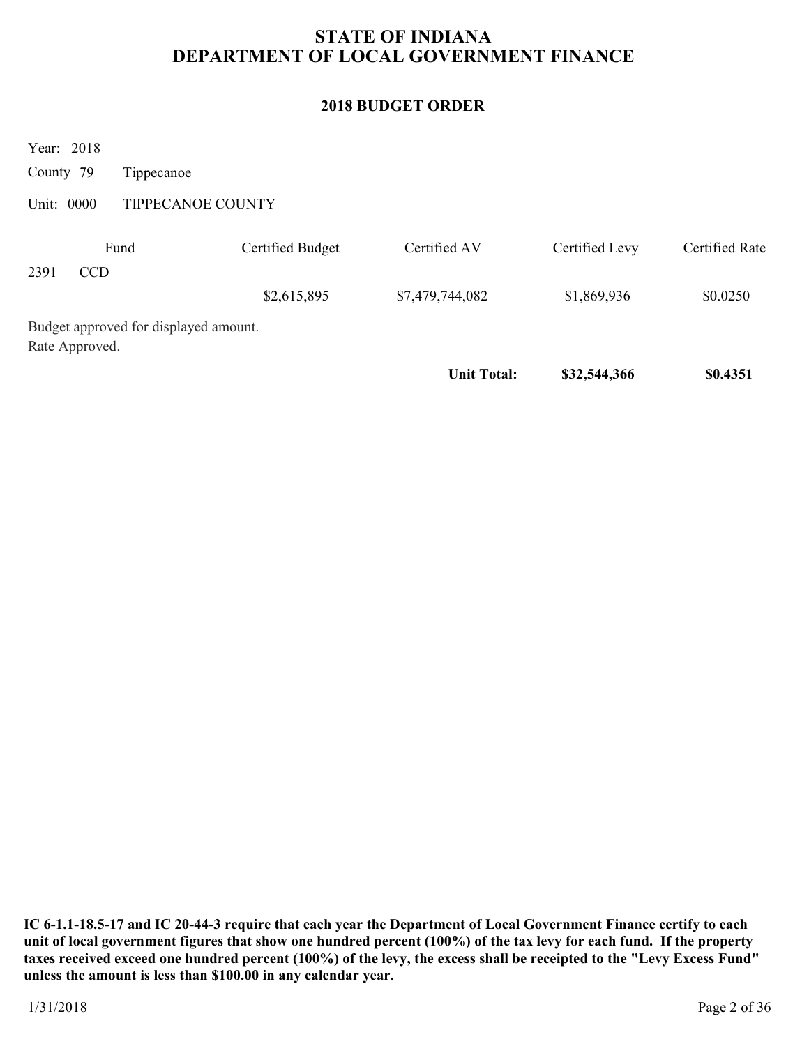# STATE OF INDIANA
# DEPARTMENT OF LOCAL GOVERNMENT FINANCE

## 2018 BUDGET ORDER

Year: 2018

County 79 Tippecanoe

Unit: 0000 TIPPECANOE COUNTY

| Fund | Certified Budget | Certified AV | Certified Levy | Certified Rate |
|---|---|---|---|---|
| 2391 CCD | | | | |
| | $2,615,895 | $7,479,744,082 | $1,869,936 | $0.0250 |

Budget approved for displayed amount.
Rate Approved.

| | | **Unit Total:** | **$32,544,366** | **$0.4351** |
|---|---|---|---|---|

**IC 6-1.1-18.5-17 and IC 20-44-3 require that each year the Department of Local Government Finance certify to each unit of local government figures that show one hundred percent (100%) of the tax levy for each fund. If the property taxes received exceed one hundred percent (100%) of the levy, the excess shall be receipted to the "Levy Excess Fund" unless the amount is less than $100.00 in any calendar year.**

1/31/2018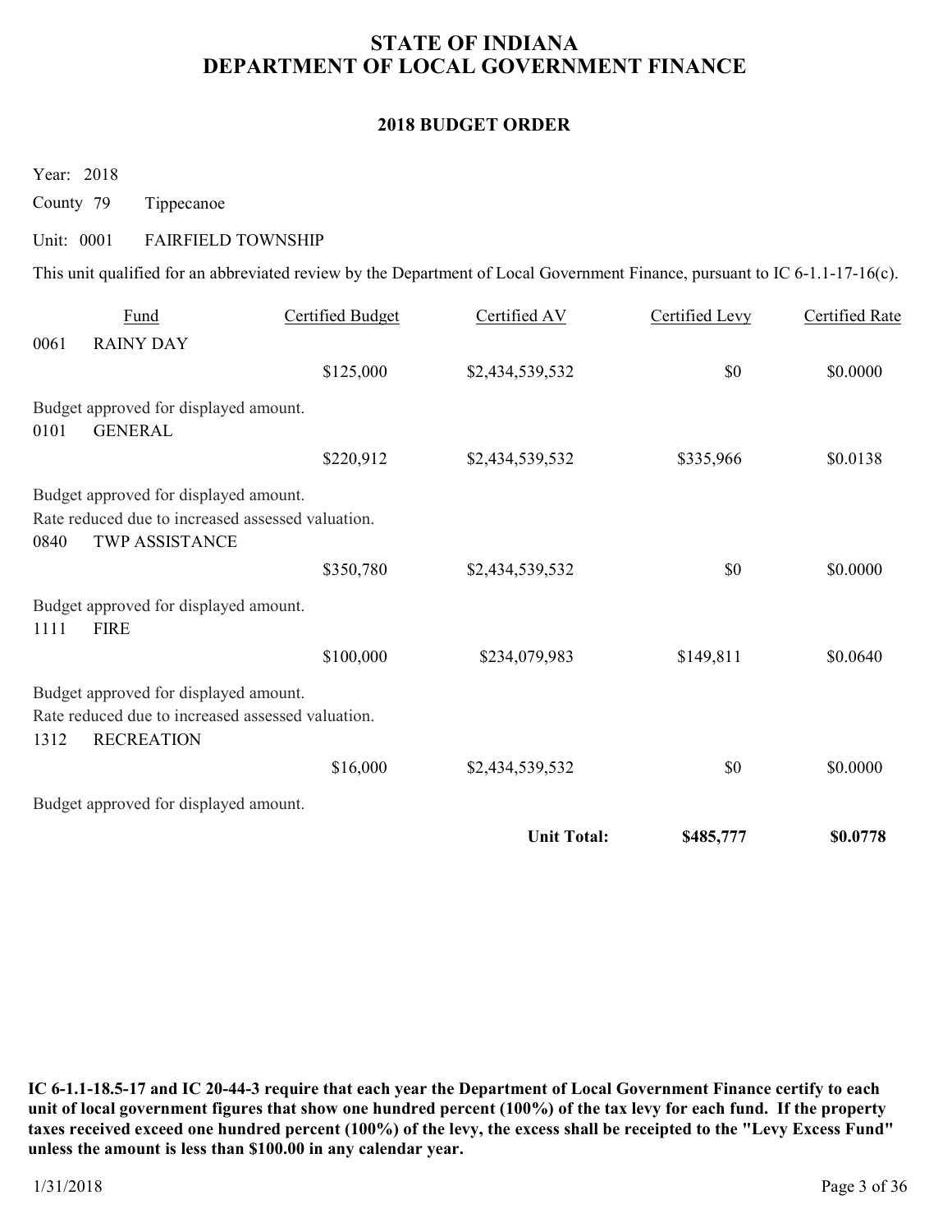# STATE OF INDIANA
# DEPARTMENT OF LOCAL GOVERNMENT FINANCE

## 2018 BUDGET ORDER

Year: 2018

County 79 Tippecanoe

Unit: 0001 FAIRFIELD TOWNSHIP

This unit qualified for an abbreviated review by the Department of Local Government Finance, pursuant to IC 6-1.1-17-16(c).

| Fund | | Certified Budget | Certified AV | Certified Levy | Certified Rate |
|---|---|---|---|---|---|
| 0061 | RAINY DAY | | | | |
| | | $125,000 | $2,434,539,532 | $0 | $0.0000 |
| Budget approved for displayed amount. | | | | | |
| 0101 | GENERAL | | | | |
| | | $220,912 | $2,434,539,532 | $335,966 | $0.0138 |
| Budget approved for displayed amount.<br>Rate reduced due to increased assessed valuation. | | | | | |
| 0840 | TWP ASSISTANCE | | | | |
| | | $350,780 | $2,434,539,532 | $0 | $0.0000 |
| Budget approved for displayed amount. | | | | | |
| 1111 | FIRE | | | | |
| | | $100,000 | $234,079,983 | $149,811 | $0.0640 |
| Budget approved for displayed amount.<br>Rate reduced due to increased assessed valuation. | | | | | |
| 1312 | RECREATION | | | | |
| | | $16,000 | $2,434,539,532 | $0 | $0.0000 |
| Budget approved for displayed amount. | | | | | |
| | | | **Unit Total:** | **$485,777** | **$0.0778** |

**IC 6-1.1-18.5-17 and IC 20-44-3 require that each year the Department of Local Government Finance certify to each unit of local government figures that show one hundred percent (100%) of the tax levy for each fund. If the property taxes received exceed one hundred percent (100%) of the levy, the excess shall be receipted to the "Levy Excess Fund" unless the amount is less than $100.00 in any calendar year.**

1/31/2018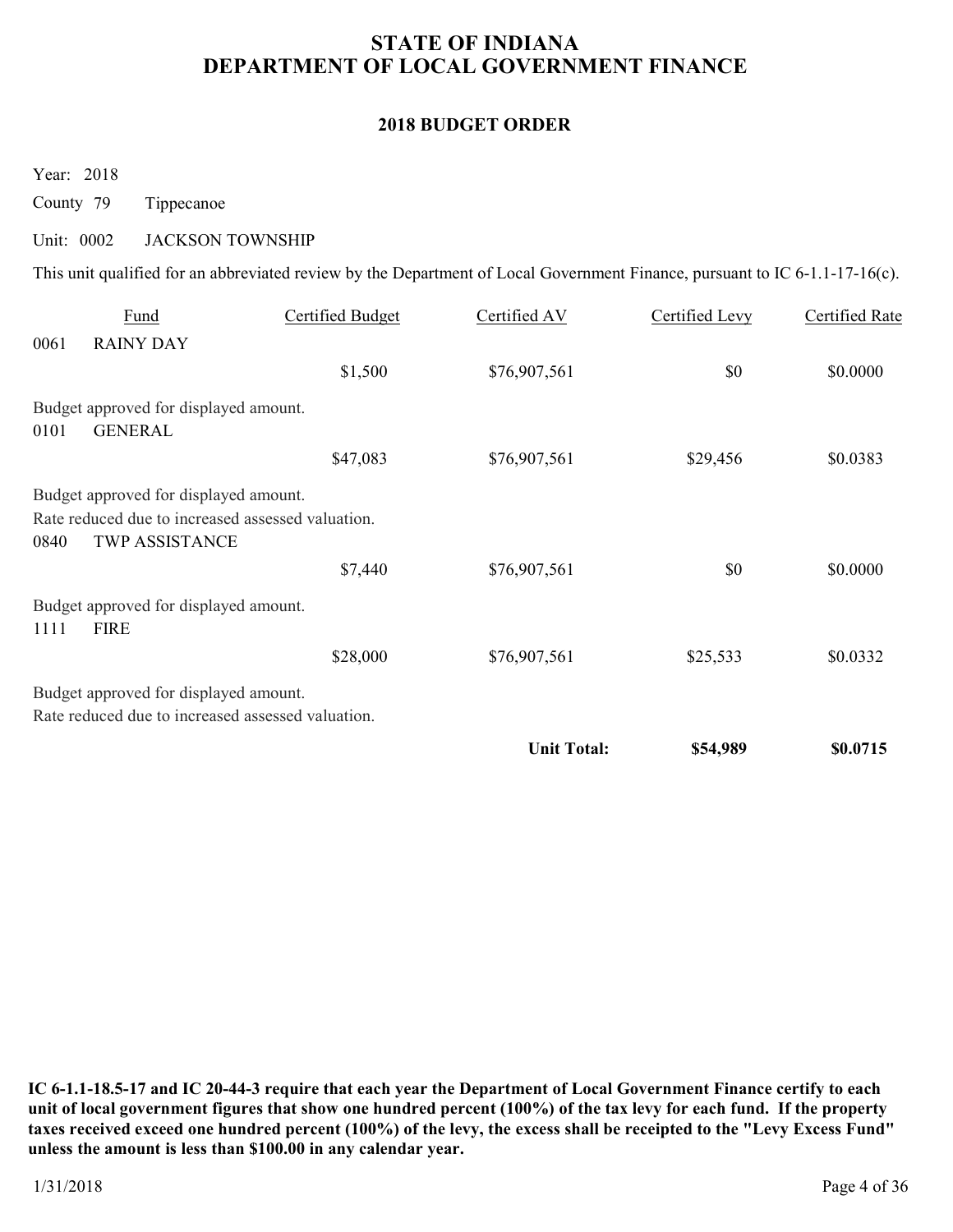# STATE OF INDIANA
# DEPARTMENT OF LOCAL GOVERNMENT FINANCE

## 2018 BUDGET ORDER

Year: 2018

County 79 Tippecanoe

Unit: 0002 JACKSON TOWNSHIP

This unit qualified for an abbreviated review by the Department of Local Government Finance, pursuant to IC 6-1.1-17-16(c).

| Fund | | Certified Budget | Certified AV | Certified Levy | Certified Rate |
|---|---|---|---|---|---|
| 0061 | RAINY DAY | | | | |
| | | $1,500 | $76,907,561 | $0 | $0.0000 |

Budget approved for displayed amount.

| Fund | | Certified Budget | Certified AV | Certified Levy | Certified Rate |
|---|---|---|---|---|---|
| 0101 | GENERAL | | | | |
| | | $47,083 | $76,907,561 | $29,456 | $0.0383 |

Budget approved for displayed amount.
Rate reduced due to increased assessed valuation.

| Fund | | Certified Budget | Certified AV | Certified Levy | Certified Rate |
|---|---|---|---|---|---|
| 0840 | TWP ASSISTANCE | | | | |
| | | $7,440 | $76,907,561 | $0 | $0.0000 |

Budget approved for displayed amount.

| Fund | | Certified Budget | Certified AV | Certified Levy | Certified Rate |
|---|---|---|---|---|---|
| 1111 | FIRE | | | | |
| | | $28,000 | $76,907,561 | $25,533 | $0.0332 |

Budget approved for displayed amount.
Rate reduced due to increased assessed valuation.

| | | | | | |
|---|---|---|---|---|---|
| | | | **Unit Total:** | **$54,989** | **$0.0715** |

**IC 6-1.1-18.5-17 and IC 20-44-3 require that each year the Department of Local Government Finance certify to each unit of local government figures that show one hundred percent (100%) of the tax levy for each fund. If the property taxes received exceed one hundred percent (100%) of the levy, the excess shall be receipted to the "Levy Excess Fund" unless the amount is less than $100.00 in any calendar year.**

1/31/2018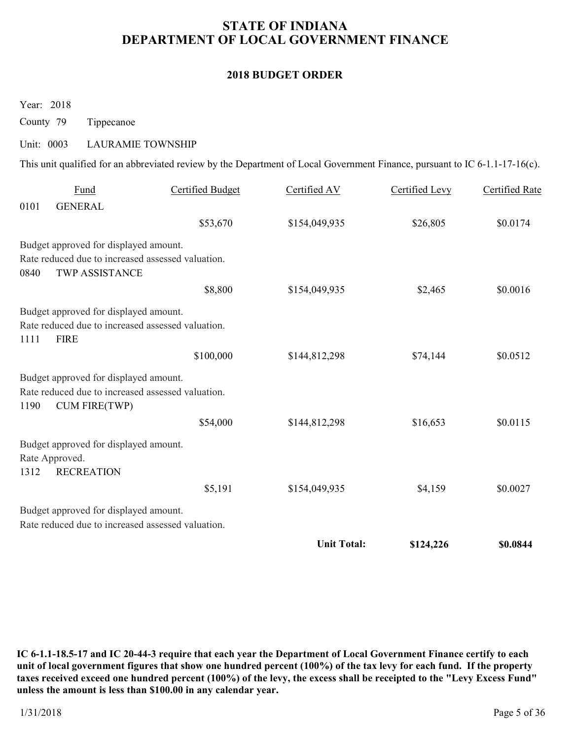# STATE OF INDIANA
# DEPARTMENT OF LOCAL GOVERNMENT FINANCE

## 2018 BUDGET ORDER

Year: 2018

County 79 Tippecanoe

Unit: 0003 LAURAMIE TOWNSHIP

This unit qualified for an abbreviated review by the Department of Local Government Finance, pursuant to IC 6-1.1-17-16(c).

| Fund | | Certified Budget | Certified AV | Certified Levy | Certified Rate |
|---|---|---|---|---|---|
| 0101 | GENERAL | | | | |
| | | $53,670 | $154,049,935 | $26,805 | $0.0174 |
| Budget approved for displayed amount.<br>Rate reduced due to increased assessed valuation. | | | | | |
| 0840 | TWP ASSISTANCE | | | | |
| | | $8,800 | $154,049,935 | $2,465 | $0.0016 |
| Budget approved for displayed amount.<br>Rate reduced due to increased assessed valuation. | | | | | |
| 1111 | FIRE | | | | |
| | | $100,000 | $144,812,298 | $74,144 | $0.0512 |
| Budget approved for displayed amount.<br>Rate reduced due to increased assessed valuation. | | | | | |
| 1190 | CUM FIRE(TWP) | | | | |
| | | $54,000 | $144,812,298 | $16,653 | $0.0115 |
| Budget approved for displayed amount.<br>Rate Approved. | | | | | |
| 1312 | RECREATION | | | | |
| | | $5,191 | $154,049,935 | $4,159 | $0.0027 |
| Budget approved for displayed amount.<br>Rate reduced due to increased assessed valuation. | | | | | |
| | | | **Unit Total:** | **$124,226** | **$0.0844** |

**IC 6-1.1-18.5-17 and IC 20-44-3 require that each year the Department of Local Government Finance certify to each unit of local government figures that show one hundred percent (100%) of the tax levy for each fund. If the property taxes received exceed one hundred percent (100%) of the levy, the excess shall be receipted to the "Levy Excess Fund" unless the amount is less than $100.00 in any calendar year.**

1/31/2018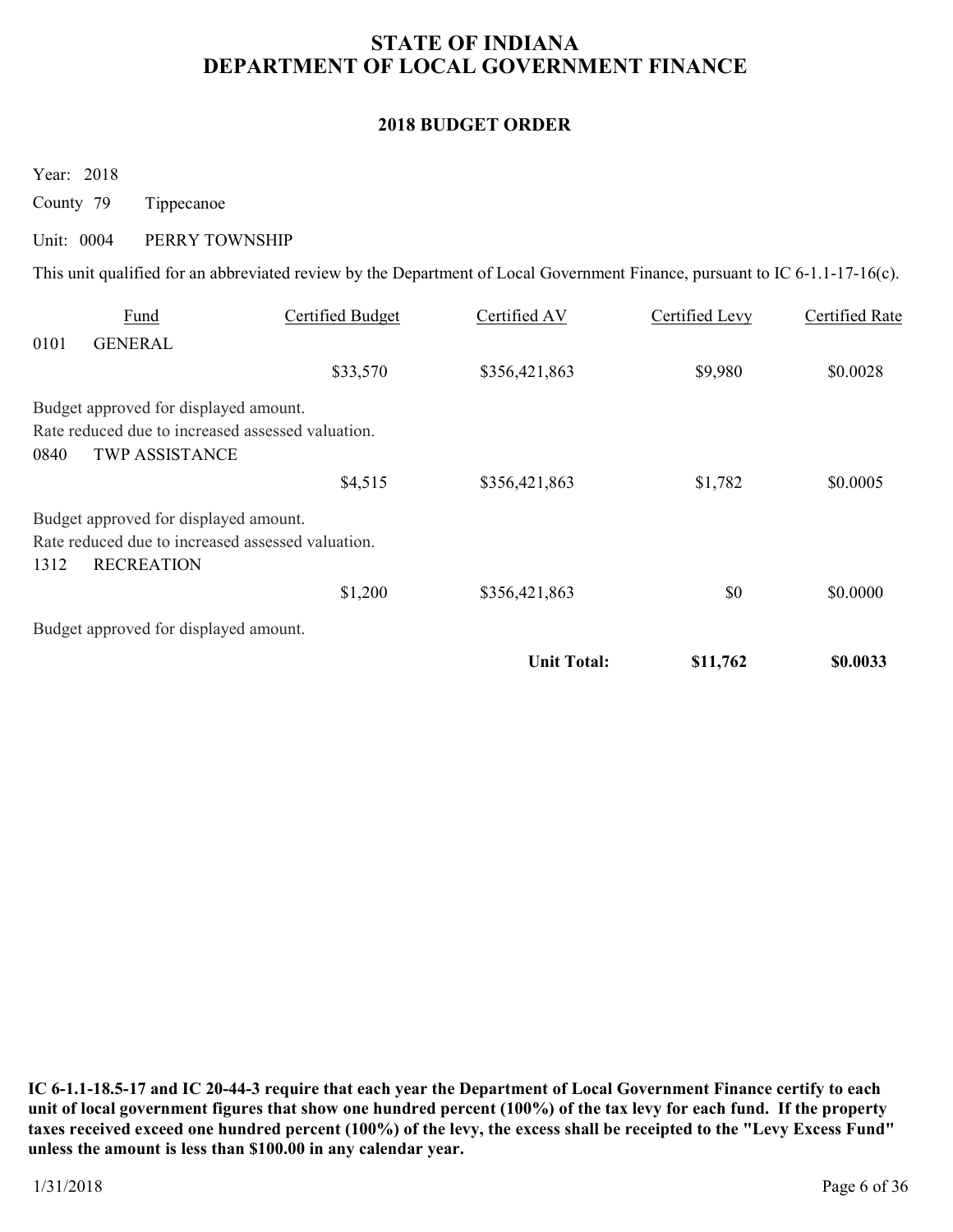# STATE OF INDIANA
# DEPARTMENT OF LOCAL GOVERNMENT FINANCE

## 2018 BUDGET ORDER

Year: 2018

County 79 Tippecanoe

Unit: 0004 PERRY TOWNSHIP

This unit qualified for an abbreviated review by the Department of Local Government Finance, pursuant to IC 6-1.1-17-16(c).

| Fund | | Certified Budget | Certified AV | Certified Levy | Certified Rate |
|---|---|---|---|---|---|
| 0101 | GENERAL | | | | |
| | | $33,570 | $356,421,863 | $9,980 | $0.0028 |
| Budget approved for displayed amount. | | | | | |
| Rate reduced due to increased assessed valuation. | | | | | |
| 0840 | TWP ASSISTANCE | | | | |
| | | $4,515 | $356,421,863 | $1,782 | $0.0005 |
| Budget approved for displayed amount. | | | | | |
| Rate reduced due to increased assessed valuation. | | | | | |
| 1312 | RECREATION | | | | |
| | | $1,200 | $356,421,863 | $0 | $0.0000 |
| Budget approved for displayed amount. | | | | | |
| | | | **Unit Total:** | **$11,762** | **$0.0033** |

**IC 6-1.1-18.5-17 and IC 20-44-3 require that each year the Department of Local Government Finance certify to each unit of local government figures that show one hundred percent (100%) of the tax levy for each fund. If the property taxes received exceed one hundred percent (100%) of the levy, the excess shall be receipted to the "Levy Excess Fund" unless the amount is less than $100.00 in any calendar year.**

1/31/2018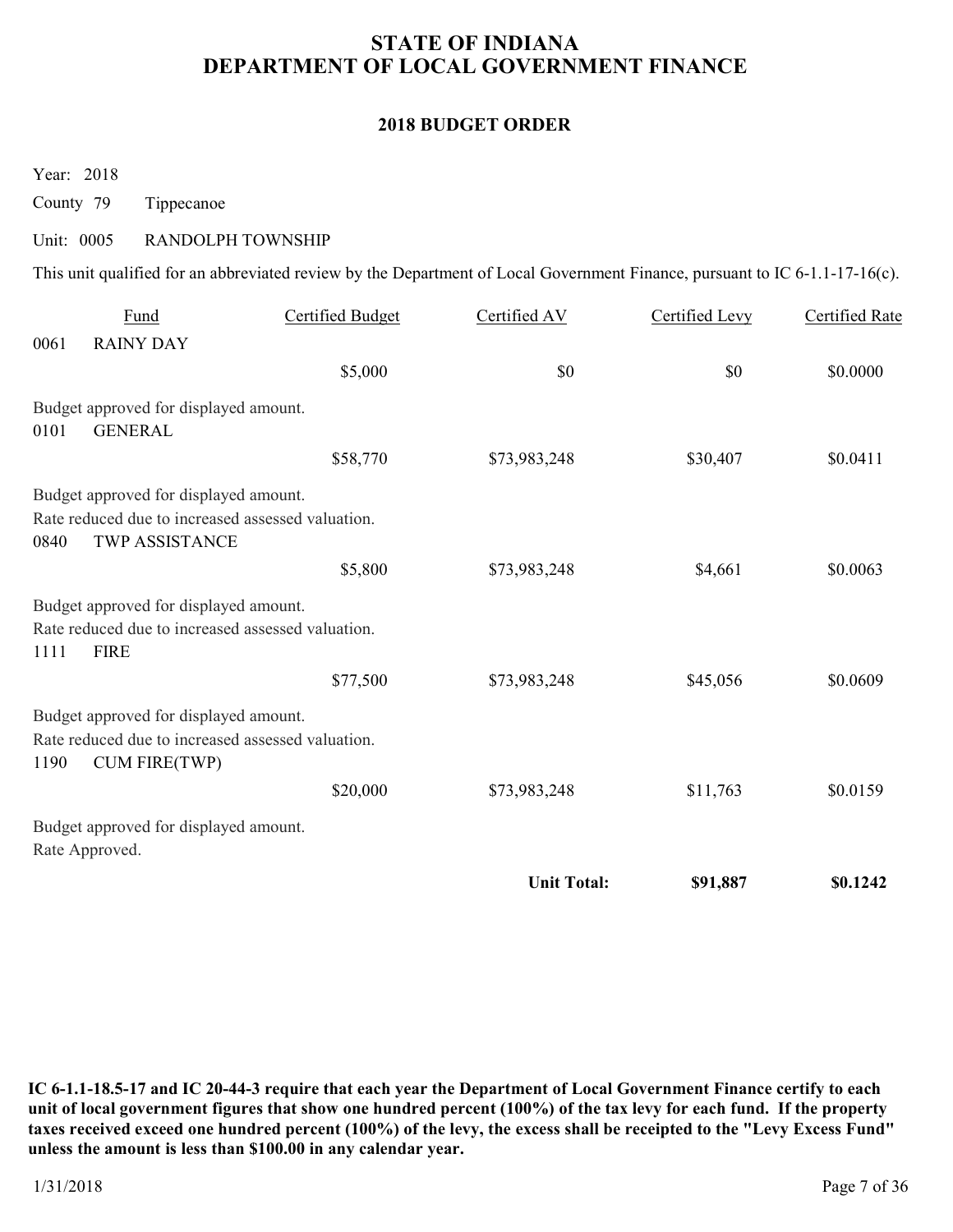# STATE OF INDIANA
# DEPARTMENT OF LOCAL GOVERNMENT FINANCE

## 2018 BUDGET ORDER

Year: 2018

County 79 Tippecanoe

Unit: 0005 RANDOLPH TOWNSHIP

This unit qualified for an abbreviated review by the Department of Local Government Finance, pursuant to IC 6-1.1-17-16(c).

| Fund | | Certified Budget | Certified AV | Certified Levy | Certified Rate |
|---|---|---|---|---|---|
| 0061 | RAINY DAY | | | | |
| | | $5,000 | $0 | $0 | $0.0000 |
| Budget approved for displayed amount. | | | | | |
| 0101 | GENERAL | | | | |
| | | $58,770 | $73,983,248 | $30,407 | $0.0411 |
| Budget approved for displayed amount. Rate reduced due to increased assessed valuation. | | | | | |
| 0840 | TWP ASSISTANCE | | | | |
| | | $5,800 | $73,983,248 | $4,661 | $0.0063 |
| Budget approved for displayed amount. Rate reduced due to increased assessed valuation. | | | | | |
| 1111 | FIRE | | | | |
| | | $77,500 | $73,983,248 | $45,056 | $0.0609 |
| Budget approved for displayed amount. Rate reduced due to increased assessed valuation. | | | | | |
| 1190 | CUM FIRE(TWP) | | | | |
| | | $20,000 | $73,983,248 | $11,763 | $0.0159 |
| Budget approved for displayed amount. Rate Approved. | | | | | |
| | | | **Unit Total:** | **$91,887** | **$0.1242** |

**IC 6-1.1-18.5-17 and IC 20-44-3 require that each year the Department of Local Government Finance certify to each unit of local government figures that show one hundred percent (100%) of the tax levy for each fund. If the property taxes received exceed one hundred percent (100%) of the levy, the excess shall be receipted to the "Levy Excess Fund" unless the amount is less than $100.00 in any calendar year.**

1/31/2018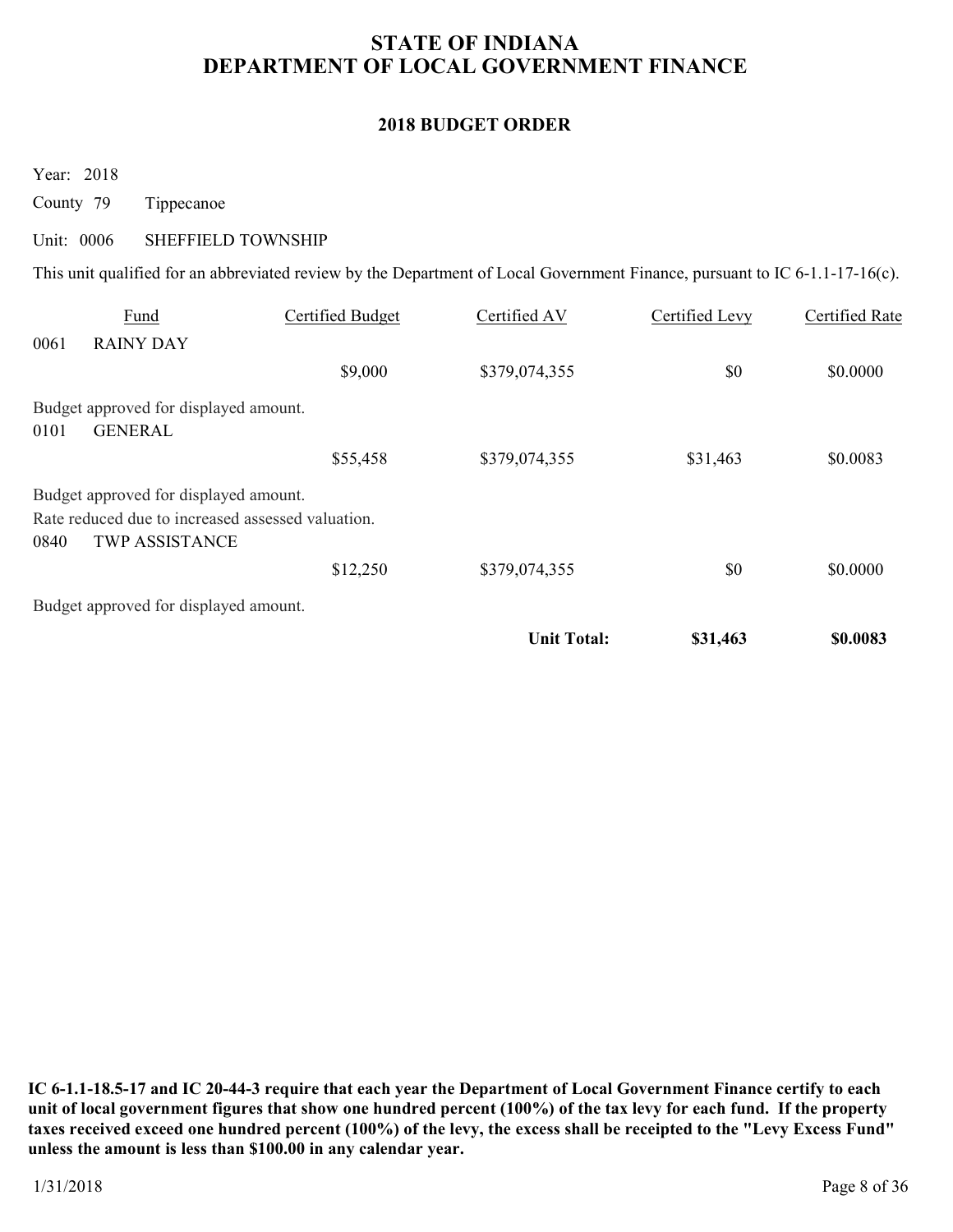# STATE OF INDIANA
# DEPARTMENT OF LOCAL GOVERNMENT FINANCE

## 2018 BUDGET ORDER

Year: 2018

County 79 Tippecanoe

Unit: 0006 SHEFFIELD TOWNSHIP

This unit qualified for an abbreviated review by the Department of Local Government Finance, pursuant to IC 6-1.1-17-16(c).

| Fund | | Certified Budget | Certified AV | Certified Levy | Certified Rate |
|---|---|---|---|---|---|
| 0061 | RAINY DAY | | | | |
| | | $9,000 | $379,074,355 | $0 | $0.0000 |

Budget approved for displayed amount.

| Fund | | Certified Budget | Certified AV | Certified Levy | Certified Rate |
|---|---|---|---|---|---|
| 0101 | GENERAL | | | | |
| | | $55,458 | $379,074,355 | $31,463 | $0.0083 |

Budget approved for displayed amount.
Rate reduced due to increased assessed valuation.

| Fund | | Certified Budget | Certified AV | Certified Levy | Certified Rate |
|---|---|---|---|---|---|
| 0840 | TWP ASSISTANCE | | | | |
| | | $12,250 | $379,074,355 | $0 | $0.0000 |

Budget approved for displayed amount.

| | | | **Unit Total:** | **$31,463** | **$0.0083** |
|---|---|---|---|---|---|

**IC 6-1.1-18.5-17 and IC 20-44-3 require that each year the Department of Local Government Finance certify to each unit of local government figures that show one hundred percent (100%) of the tax levy for each fund. If the property taxes received exceed one hundred percent (100%) of the levy, the excess shall be receipted to the "Levy Excess Fund" unless the amount is less than $100.00 in any calendar year.**

1/31/2018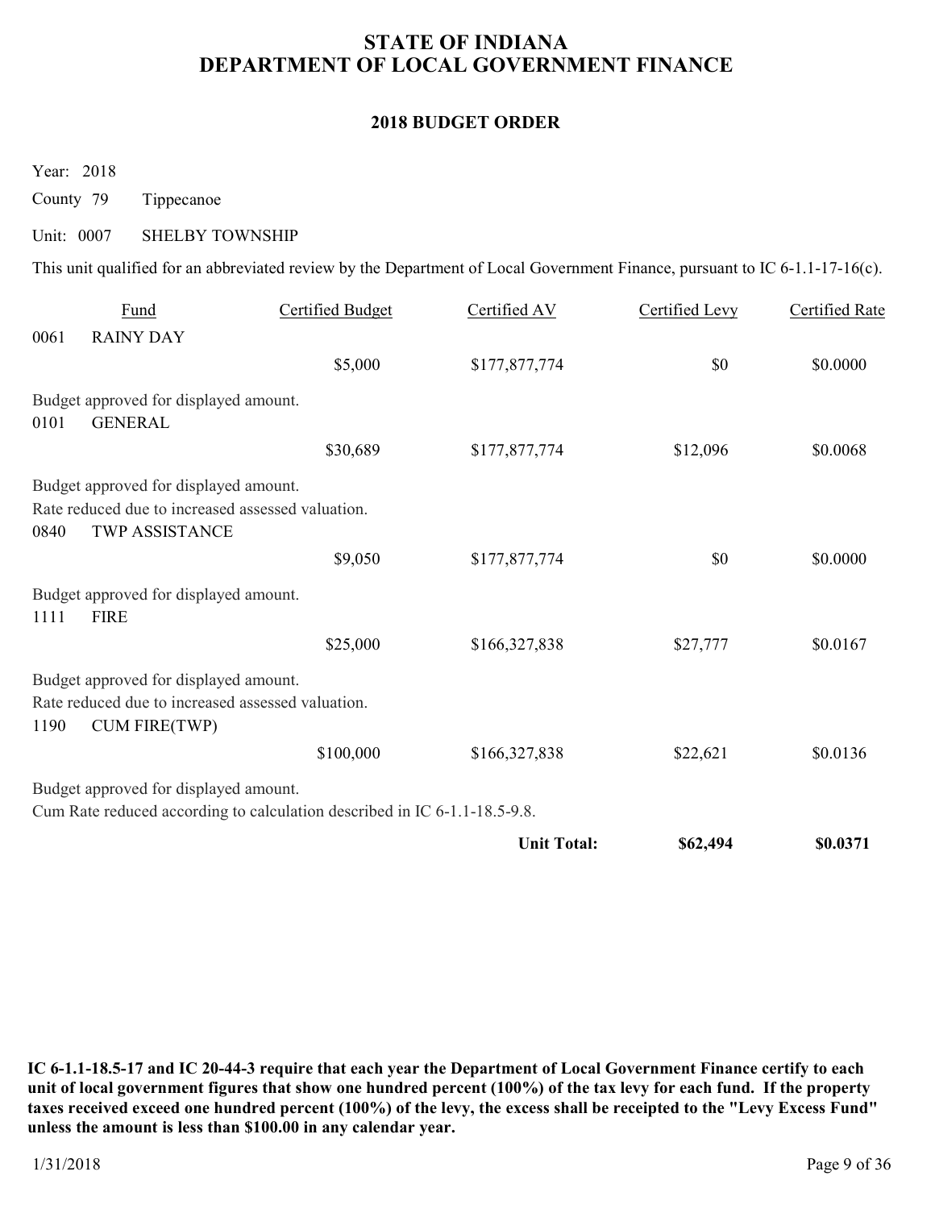# STATE OF INDIANA
# DEPARTMENT OF LOCAL GOVERNMENT FINANCE

## 2018 BUDGET ORDER

Year: 2018

County 79 Tippecanoe

Unit: 0007 SHELBY TOWNSHIP

This unit qualified for an abbreviated review by the Department of Local Government Finance, pursuant to IC 6-1.1-17-16(c).

| Fund | | Certified Budget | Certified AV | Certified Levy | Certified Rate |
|---|---|---|---|---|---|
| 0061 | RAINY DAY | | | | |
| | | $5,000 | $177,877,774 | $0 | $0.0000 |
| Budget approved for displayed amount. | | | | | |
| 0101 | GENERAL | | | | |
| | | $30,689 | $177,877,774 | $12,096 | $0.0068 |
| Budget approved for displayed amount. Rate reduced due to increased assessed valuation. | | | | | |
| 0840 | TWP ASSISTANCE | | | | |
| | | $9,050 | $177,877,774 | $0 | $0.0000 |
| Budget approved for displayed amount. | | | | | |
| 1111 | FIRE | | | | |
| | | $25,000 | $166,327,838 | $27,777 | $0.0167 |
| Budget approved for displayed amount. Rate reduced due to increased assessed valuation. | | | | | |
| 1190 | CUM FIRE(TWP) | | | | |
| | | $100,000 | $166,327,838 | $22,621 | $0.0136 |
| Budget approved for displayed amount. Cum Rate reduced according to calculation described in IC 6-1.1-18.5-9.8. | | | | | |
| | | | **Unit Total:** | **$62,494** | **$0.0371** |

**IC 6-1.1-18.5-17 and IC 20-44-3 require that each year the Department of Local Government Finance certify to each unit of local government figures that show one hundred percent (100%) of the tax levy for each fund. If the property taxes received exceed one hundred percent (100%) of the levy, the excess shall be receipted to the "Levy Excess Fund" unless the amount is less than $100.00 in any calendar year.**

1/31/2018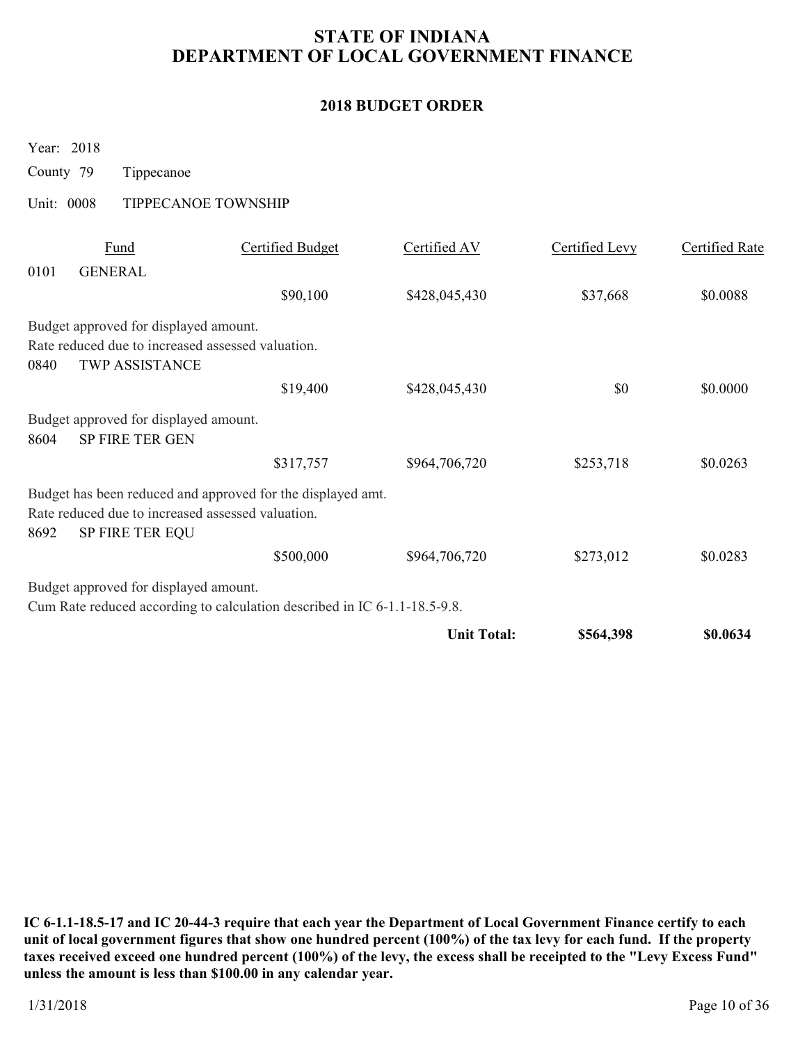# STATE OF INDIANA
# DEPARTMENT OF LOCAL GOVERNMENT FINANCE

## 2018 BUDGET ORDER

Year: 2018

County 79 Tippecanoe

Unit: 0008 TIPPECANOE TOWNSHIP

| Fund | | Certified Budget | Certified AV | Certified Levy | Certified Rate |
|---|---|---|---|---|---|
| 0101 | GENERAL | | | | |
| | | $90,100 | $428,045,430 | $37,668 | $0.0088 |

Budget approved for displayed amount.
Rate reduced due to increased assessed valuation.

| Fund | | Certified Budget | Certified AV | Certified Levy | Certified Rate |
|---|---|---|---|---|---|
| 0840 | TWP ASSISTANCE | | | | |
| | | $19,400 | $428,045,430 | $0 | $0.0000 |

Budget approved for displayed amount.

| Fund | | Certified Budget | Certified AV | Certified Levy | Certified Rate |
|---|---|---|---|---|---|
| 8604 | SP FIRE TER GEN | | | | |
| | | $317,757 | $964,706,720 | $253,718 | $0.0263 |

Budget has been reduced and approved for the displayed amt.
Rate reduced due to increased assessed valuation.

| Fund | | Certified Budget | Certified AV | Certified Levy | Certified Rate |
|---|---|---|---|---|---|
| 8692 | SP FIRE TER EQU | | | | |
| | | $500,000 | $964,706,720 | $273,012 | $0.0283 |

Budget approved for displayed amount.
Cum Rate reduced according to calculation described in IC 6-1.1-18.5-9.8.

| | | | | Certified Levy | Certified Rate |
|---|---|---|---|---|---|
| | | | **Unit Total:** | **$564,398** | **$0.0634** |

**IC 6-1.1-18.5-17 and IC 20-44-3 require that each year the Department of Local Government Finance certify to each unit of local government figures that show one hundred percent (100%) of the tax levy for each fund. If the property taxes received exceed one hundred percent (100%) of the levy, the excess shall be receipted to the "Levy Excess Fund" unless the amount is less than $100.00 in any calendar year.**

1/31/2018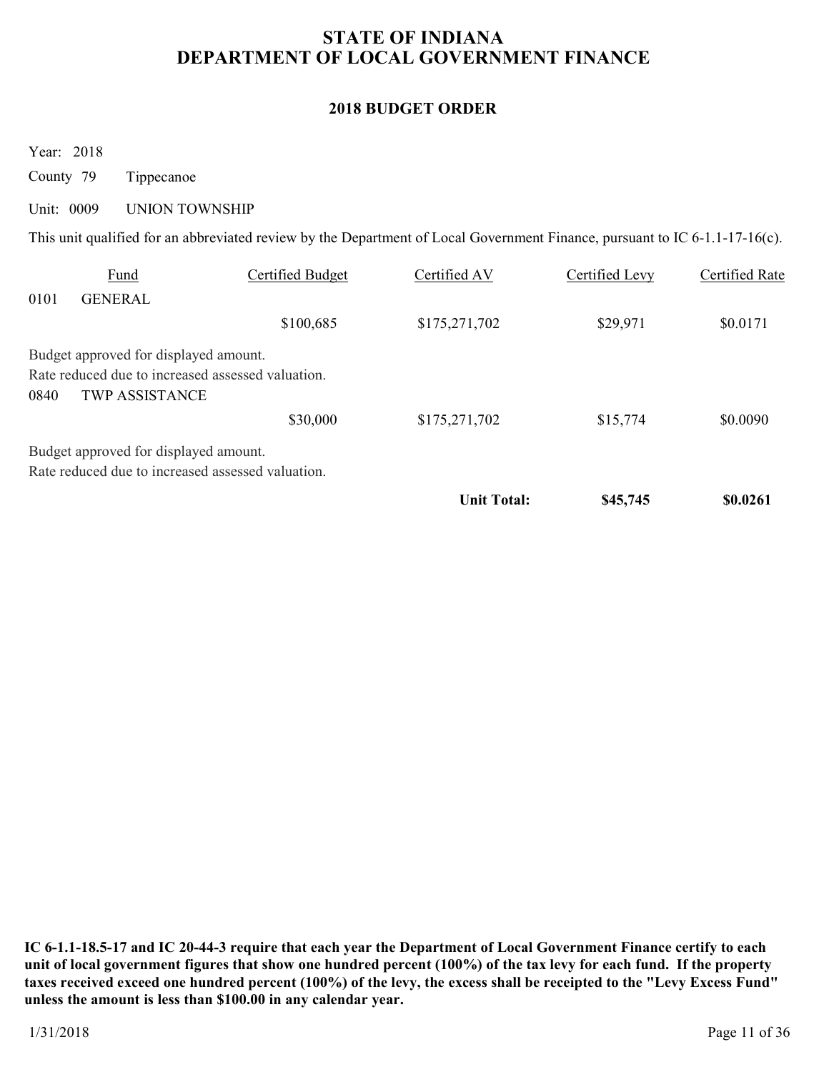# STATE OF INDIANA
# DEPARTMENT OF LOCAL GOVERNMENT FINANCE

## 2018 BUDGET ORDER

Year: 2018

County 79 Tippecanoe

Unit: 0009 UNION TOWNSHIP

This unit qualified for an abbreviated review by the Department of Local Government Finance, pursuant to IC 6-1.1-17-16(c).

| Fund | | Certified Budget | Certified AV | Certified Levy | Certified Rate |
|---|---|---|---|---|---|
| 0101 | GENERAL | | | | |
| | | $100,685 | $175,271,702 | $29,971 | $0.0171 |

Budget approved for displayed amount.
Rate reduced due to increased assessed valuation.

| Fund | | Certified Budget | Certified AV | Certified Levy | Certified Rate |
|---|---|---|---|---|---|
| 0840 | TWP ASSISTANCE | | | | |
| | | $30,000 | $175,271,702 | $15,774 | $0.0090 |

Budget approved for displayed amount.
Rate reduced due to increased assessed valuation.

| | | | | Certified Levy | Certified Rate |
|---|---|---|---|---|---|
| | | | **Unit Total:** | **$45,745** | **$0.0261** |

**IC 6-1.1-18.5-17 and IC 20-44-3 require that each year the Department of Local Government Finance certify to each unit of local government figures that show one hundred percent (100%) of the tax levy for each fund. If the property taxes received exceed one hundred percent (100%) of the levy, the excess shall be receipted to the "Levy Excess Fund" unless the amount is less than $100.00 in any calendar year.**

1/31/2018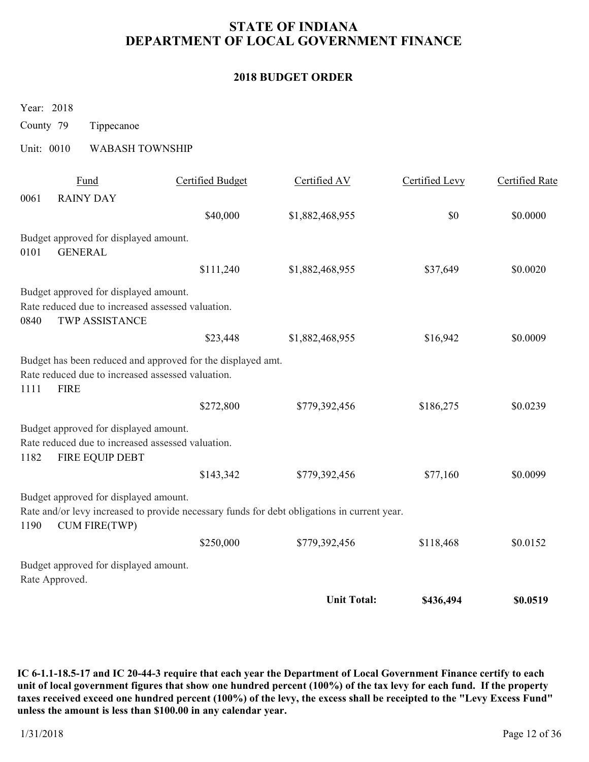# STATE OF INDIANA
# DEPARTMENT OF LOCAL GOVERNMENT FINANCE

## 2018 BUDGET ORDER

Year: 2018

County 79 Tippecanoe

Unit: 0010 WABASH TOWNSHIP

| Fund | | Certified Budget | Certified AV | Certified Levy | Certified Rate |
|---|---|---|---|---|---|
| 0061 | RAINY DAY | $40,000 | $1,882,468,955 | $0 | $0.0000 |

Budget approved for displayed amount.

| Fund | | Certified Budget | Certified AV | Certified Levy | Certified Rate |
|---|---|---|---|---|---|
| 0101 | GENERAL | $111,240 | $1,882,468,955 | $37,649 | $0.0020 |

Budget approved for displayed amount.
Rate reduced due to increased assessed valuation.

| Fund | | Certified Budget | Certified AV | Certified Levy | Certified Rate |
|---|---|---|---|---|---|
| 0840 | TWP ASSISTANCE | $23,448 | $1,882,468,955 | $16,942 | $0.0009 |

Budget has been reduced and approved for the displayed amt.
Rate reduced due to increased assessed valuation.

| Fund | | Certified Budget | Certified AV | Certified Levy | Certified Rate |
|---|---|---|---|---|---|
| 1111 | FIRE | $272,800 | $779,392,456 | $186,275 | $0.0239 |

Budget approved for displayed amount.
Rate reduced due to increased assessed valuation.

| Fund | | Certified Budget | Certified AV | Certified Levy | Certified Rate |
|---|---|---|---|---|---|
| 1182 | FIRE EQUIP DEBT | $143,342 | $779,392,456 | $77,160 | $0.0099 |

Budget approved for displayed amount.
Rate and/or levy increased to provide necessary funds for debt obligations in current year.

| Fund | | Certified Budget | Certified AV | Certified Levy | Certified Rate |
|---|---|---|---|---|---|
| 1190 | CUM FIRE(TWP) | $250,000 | $779,392,456 | $118,468 | $0.0152 |

Budget approved for displayed amount.
Rate Approved.

| | | | **Unit Total:** | **$436,494** | **$0.0519** |
|---|---|---|---|---|---|

**IC 6-1.1-18.5-17 and IC 20-44-3 require that each year the Department of Local Government Finance certify to each unit of local government figures that show one hundred percent (100%) of the tax levy for each fund. If the property taxes received exceed one hundred percent (100%) of the levy, the excess shall be receipted to the "Levy Excess Fund" unless the amount is less than $100.00 in any calendar year.**

1/31/2018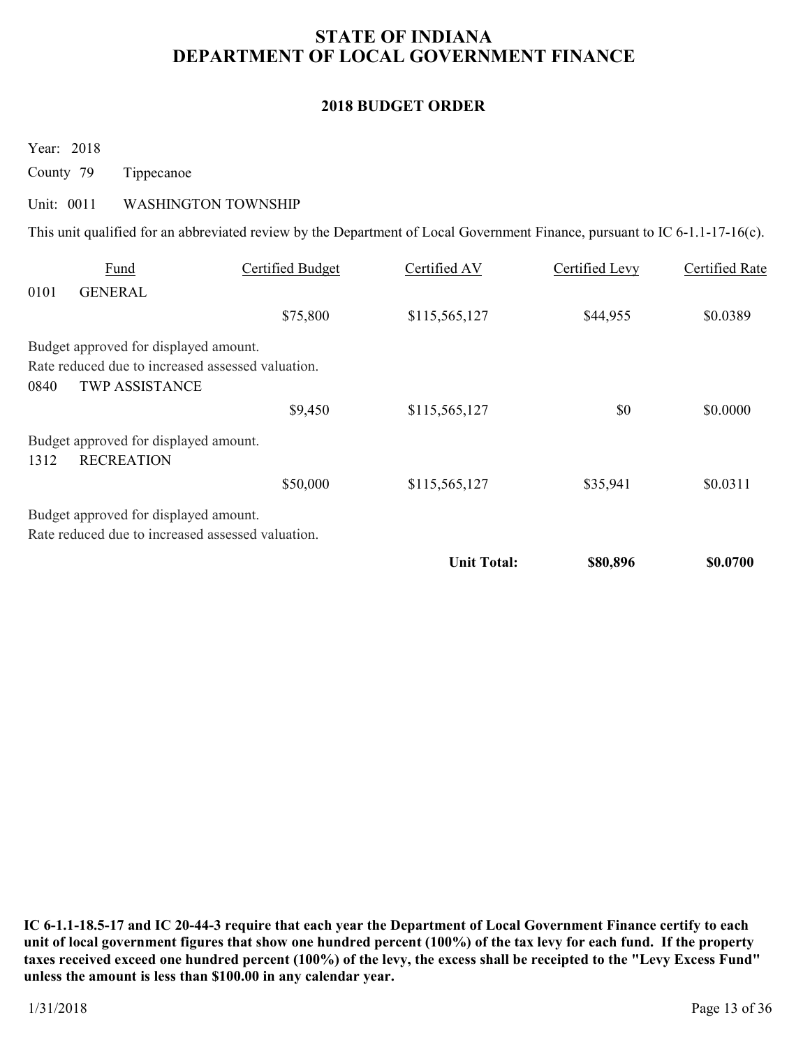# STATE OF INDIANA
# DEPARTMENT OF LOCAL GOVERNMENT FINANCE

## 2018 BUDGET ORDER

Year: 2018

County 79 Tippecanoe

Unit: 0011 WASHINGTON TOWNSHIP

This unit qualified for an abbreviated review by the Department of Local Government Finance, pursuant to IC 6-1.1-17-16(c).

| Fund | | Certified Budget | Certified AV | Certified Levy | Certified Rate |
|---|---|---|---|---|---|
| 0101 | GENERAL | | | | |
| | | $75,800 | $115,565,127 | $44,955 | $0.0389 |

Budget approved for displayed amount.
Rate reduced due to increased assessed valuation.

| Fund | | Certified Budget | Certified AV | Certified Levy | Certified Rate |
|---|---|---|---|---|---|
| 0840 | TWP ASSISTANCE | | | | |
| | | $9,450 | $115,565,127 | $0 | $0.0000 |

Budget approved for displayed amount.

| Fund | | Certified Budget | Certified AV | Certified Levy | Certified Rate |
|---|---|---|---|---|---|
| 1312 | RECREATION | | | | |
| | | $50,000 | $115,565,127 | $35,941 | $0.0311 |

Budget approved for displayed amount.
Rate reduced due to increased assessed valuation.

| | | | | Certified Levy | Certified Rate |
|---|---|---|---|---|---|
| | | | **Unit Total:** | **$80,896** | **$0.0700** |

**IC 6-1.1-18.5-17 and IC 20-44-3 require that each year the Department of Local Government Finance certify to each unit of local government figures that show one hundred percent (100%) of the tax levy for each fund. If the property taxes received exceed one hundred percent (100%) of the levy, the excess shall be receipted to the "Levy Excess Fund" unless the amount is less than $100.00 in any calendar year.**

1/31/2018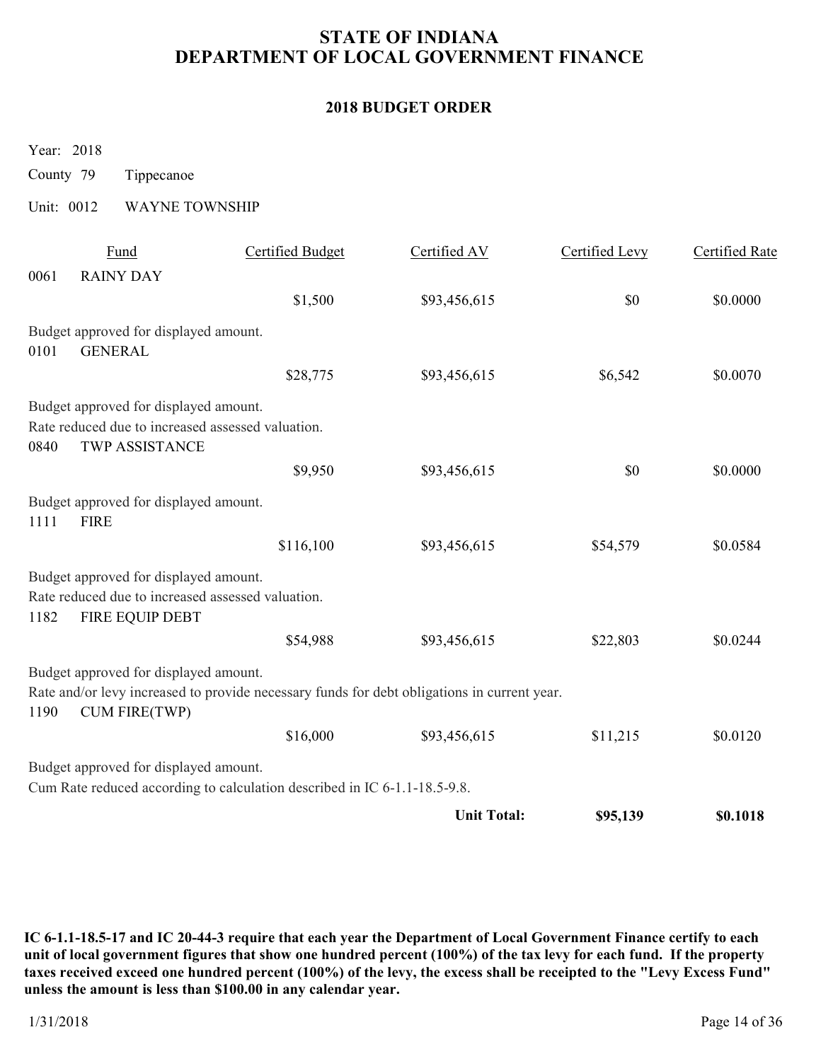# STATE OF INDIANA
# DEPARTMENT OF LOCAL GOVERNMENT FINANCE

## 2018 BUDGET ORDER

Year: 2018

County 79 Tippecanoe

Unit: 0012 WAYNE TOWNSHIP

| Fund | | Certified Budget | Certified AV | Certified Levy | Certified Rate |
|---|---|---|---|---|---|
| 0061 | RAINY DAY | | | | |
| | | $1,500 | $93,456,615 | $0 | $0.0000 |

Budget approved for displayed amount.

| Fund | | Certified Budget | Certified AV | Certified Levy | Certified Rate |
|---|---|---|---|---|---|
| 0101 | GENERAL | | | | |
| | | $28,775 | $93,456,615 | $6,542 | $0.0070 |

Budget approved for displayed amount.
Rate reduced due to increased assessed valuation.

| Fund | | Certified Budget | Certified AV | Certified Levy | Certified Rate |
|---|---|---|---|---|---|
| 0840 | TWP ASSISTANCE | | | | |
| | | $9,950 | $93,456,615 | $0 | $0.0000 |

Budget approved for displayed amount.

| Fund | | Certified Budget | Certified AV | Certified Levy | Certified Rate |
|---|---|---|---|---|---|
| 1111 | FIRE | | | | |
| | | $116,100 | $93,456,615 | $54,579 | $0.0584 |

Budget approved for displayed amount.
Rate reduced due to increased assessed valuation.

| Fund | | Certified Budget | Certified AV | Certified Levy | Certified Rate |
|---|---|---|---|---|---|
| 1182 | FIRE EQUIP DEBT | | | | |
| | | $54,988 | $93,456,615 | $22,803 | $0.0244 |

Budget approved for displayed amount.
Rate and/or levy increased to provide necessary funds for debt obligations in current year.

| Fund | | Certified Budget | Certified AV | Certified Levy | Certified Rate |
|---|---|---|---|---|---|
| 1190 | CUM FIRE(TWP) | | | | |
| | | $16,000 | $93,456,615 | $11,215 | $0.0120 |

Budget approved for displayed amount.
Cum Rate reduced according to calculation described in IC 6-1.1-18.5-9.8.

| | | | | **Unit Total:** | **$95,139** | **$0.1018** |
|---|---|---|---|---|---|---|

**IC 6-1.1-18.5-17 and IC 20-44-3 require that each year the Department of Local Government Finance certify to each unit of local government figures that show one hundred percent (100%) of the tax levy for each fund. If the property taxes received exceed one hundred percent (100%) of the levy, the excess shall be receipted to the "Levy Excess Fund" unless the amount is less than $100.00 in any calendar year.**

1/31/2018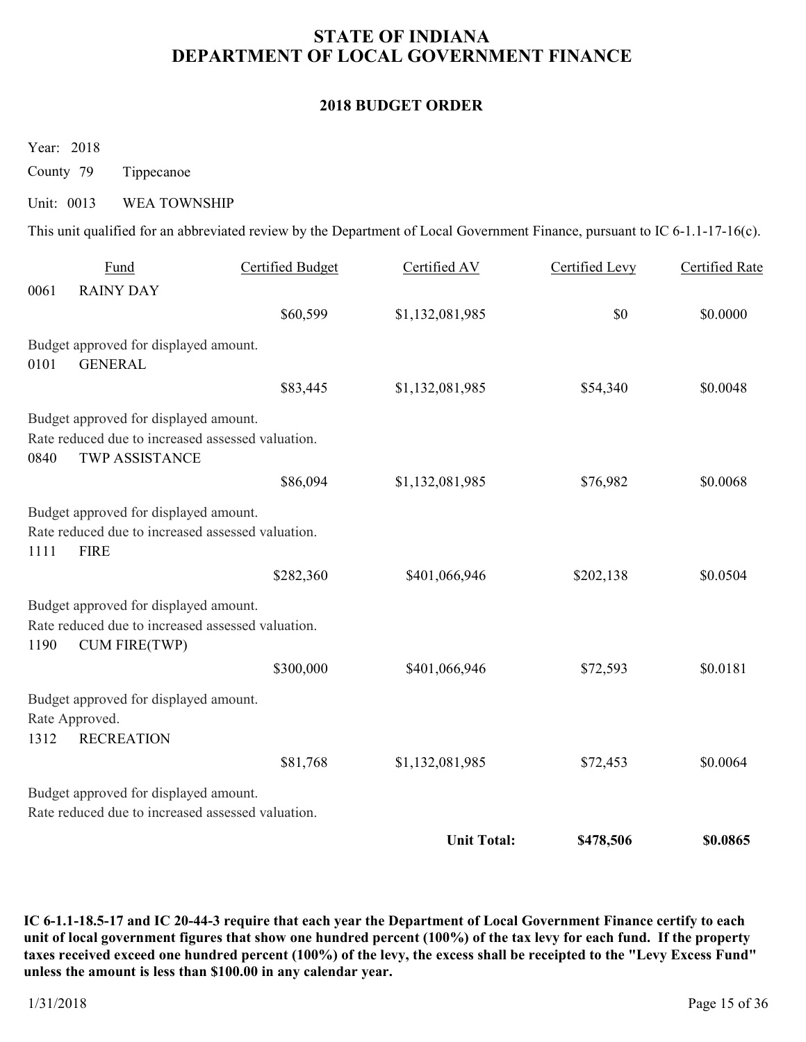# STATE OF INDIANA
# DEPARTMENT OF LOCAL GOVERNMENT FINANCE

## 2018 BUDGET ORDER

Year: 2018

County 79 Tippecanoe

Unit: 0013 WEA TOWNSHIP

This unit qualified for an abbreviated review by the Department of Local Government Finance, pursuant to IC 6-1.1-17-16(c).

| Fund | | Certified Budget | Certified AV | Certified Levy | Certified Rate |
|---|---|---|---|---|---|
| 0061 | RAINY DAY | $60,599 | $1,132,081,985 | $0 | $0.0000 |
| Budget approved for displayed amount. | | | | | |
| 0101 | GENERAL | $83,445 | $1,132,081,985 | $54,340 | $0.0048 |
| Budget approved for displayed amount. Rate reduced due to increased assessed valuation. | | | | | |
| 0840 | TWP ASSISTANCE | $86,094 | $1,132,081,985 | $76,982 | $0.0068 |
| Budget approved for displayed amount. Rate reduced due to increased assessed valuation. | | | | | |
| 1111 | FIRE | $282,360 | $401,066,946 | $202,138 | $0.0504 |
| Budget approved for displayed amount. Rate reduced due to increased assessed valuation. | | | | | |
| 1190 | CUM FIRE(TWP) | $300,000 | $401,066,946 | $72,593 | $0.0181 |
| Budget approved for displayed amount. Rate Approved. | | | | | |
| 1312 | RECREATION | $81,768 | $1,132,081,985 | $72,453 | $0.0064 |
| Budget approved for displayed amount. Rate reduced due to increased assessed valuation. | | | | | |
| | | | **Unit Total:** | **$478,506** | **$0.0865** |

**IC 6-1.1-18.5-17 and IC 20-44-3 require that each year the Department of Local Government Finance certify to each unit of local government figures that show one hundred percent (100%) of the tax levy for each fund. If the property taxes received exceed one hundred percent (100%) of the levy, the excess shall be receipted to the "Levy Excess Fund" unless the amount is less than $100.00 in any calendar year.**

1/31/2018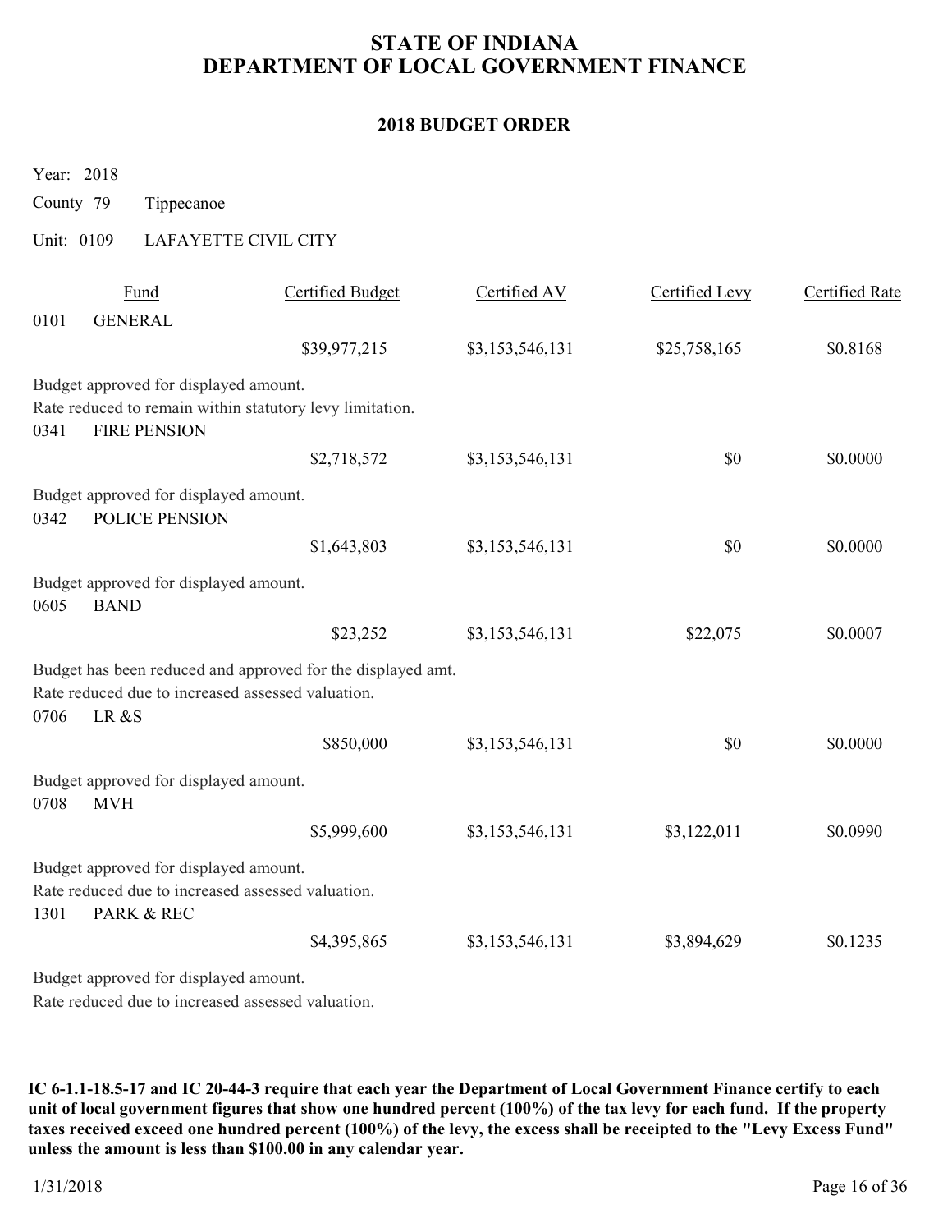# STATE OF INDIANA
# DEPARTMENT OF LOCAL GOVERNMENT FINANCE

## 2018 BUDGET ORDER

Year: 2018

County 79 Tippecanoe

Unit: 0109 LAFAYETTE CIVIL CITY

| Fund | | Certified Budget | Certified AV | Certified Levy | Certified Rate |
|---|---|---|---|---|---|
| 0101 | GENERAL | | | | |
| | | $39,977,215 | $3,153,546,131 | $25,758,165 | $0.8168 |
| Budget approved for displayed amount.<br>Rate reduced to remain within statutory levy limitation. | | | | | |
| 0341 | FIRE PENSION | | | | |
| | | $2,718,572 | $3,153,546,131 | $0 | $0.0000 |
| Budget approved for displayed amount. | | | | | |
| 0342 | POLICE PENSION | | | | |
| | | $1,643,803 | $3,153,546,131 | $0 | $0.0000 |
| Budget approved for displayed amount. | | | | | |
| 0605 | BAND | | | | |
| | | $23,252 | $3,153,546,131 | $22,075 | $0.0007 |
| Budget has been reduced and approved for the displayed amt.<br>Rate reduced due to increased assessed valuation. | | | | | |
| 0706 | LR &S | | | | |
| | | $850,000 | $3,153,546,131 | $0 | $0.0000 |
| Budget approved for displayed amount. | | | | | |
| 0708 | MVH | | | | |
| | | $5,999,600 | $3,153,546,131 | $3,122,011 | $0.0990 |
| Budget approved for displayed amount.<br>Rate reduced due to increased assessed valuation. | | | | | |
| 1301 | PARK & REC | | | | |
| | | $4,395,865 | $3,153,546,131 | $3,894,629 | $0.1235 |
| Budget approved for displayed amount.<br>Rate reduced due to increased assessed valuation. | | | | | |

**IC 6-1.1-18.5-17 and IC 20-44-3 require that each year the Department of Local Government Finance certify to each unit of local government figures that show one hundred percent (100%) of the tax levy for each fund. If the property taxes received exceed one hundred percent (100%) of the levy, the excess shall be receipted to the "Levy Excess Fund" unless the amount is less than $100.00 in any calendar year.**

1/31/2018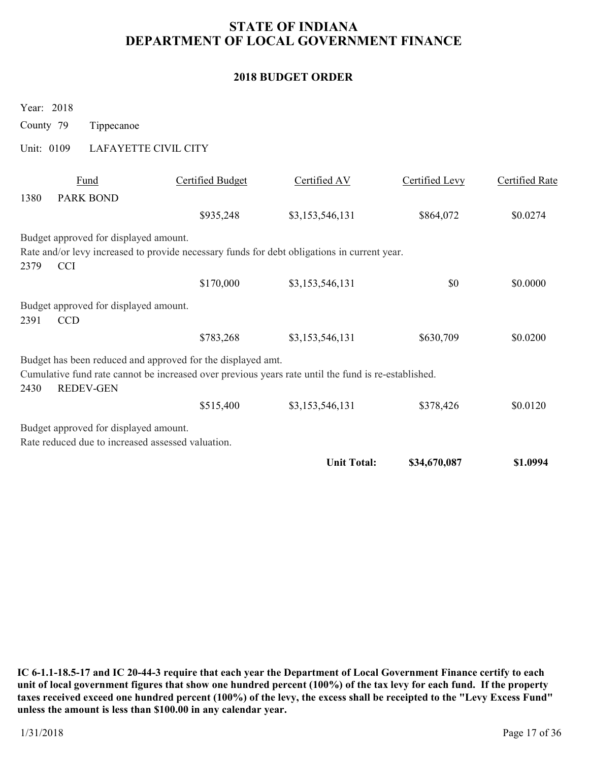# STATE OF INDIANA
# DEPARTMENT OF LOCAL GOVERNMENT FINANCE

## 2018 BUDGET ORDER

Year: 2018

County 79 Tippecanoe

Unit: 0109 LAFAYETTE CIVIL CITY

| Fund | | Certified Budget | Certified AV | Certified Levy | Certified Rate |
|---|---|---|---|---|---|
| 1380 | PARK BOND | | | | |
| | | $935,248 | $3,153,546,131 | $864,072 | $0.0274 |

Budget approved for displayed amount.
Rate and/or levy increased to provide necessary funds for debt obligations in current year.

| Fund | | Certified Budget | Certified AV | Certified Levy | Certified Rate |
|---|---|---|---|---|---|
| 2379 | CCI | | | | |
| | | $170,000 | $3,153,546,131 | $0 | $0.0000 |

Budget approved for displayed amount.

| Fund | | Certified Budget | Certified AV | Certified Levy | Certified Rate |
|---|---|---|---|---|---|
| 2391 | CCD | | | | |
| | | $783,268 | $3,153,546,131 | $630,709 | $0.0200 |

Budget has been reduced and approved for the displayed amt.
Cumulative fund rate cannot be increased over previous years rate until the fund is re-established.

| Fund | | Certified Budget | Certified AV | Certified Levy | Certified Rate |
|---|---|---|---|---|---|
| 2430 | REDEV-GEN | | | | |
| | | $515,400 | $3,153,546,131 | $378,426 | $0.0120 |

Budget approved for displayed amount.
Rate reduced due to increased assessed valuation.

| | | | | | |
|---|---|---|---|---|---|
| | | | **Unit Total:** | **$34,670,087** | **$1.0994** |

**IC 6-1.1-18.5-17 and IC 20-44-3 require that each year the Department of Local Government Finance certify to each unit of local government figures that show one hundred percent (100%) of the tax levy for each fund. If the property taxes received exceed one hundred percent (100%) of the levy, the excess shall be receipted to the "Levy Excess Fund" unless the amount is less than $100.00 in any calendar year.**

1/31/2018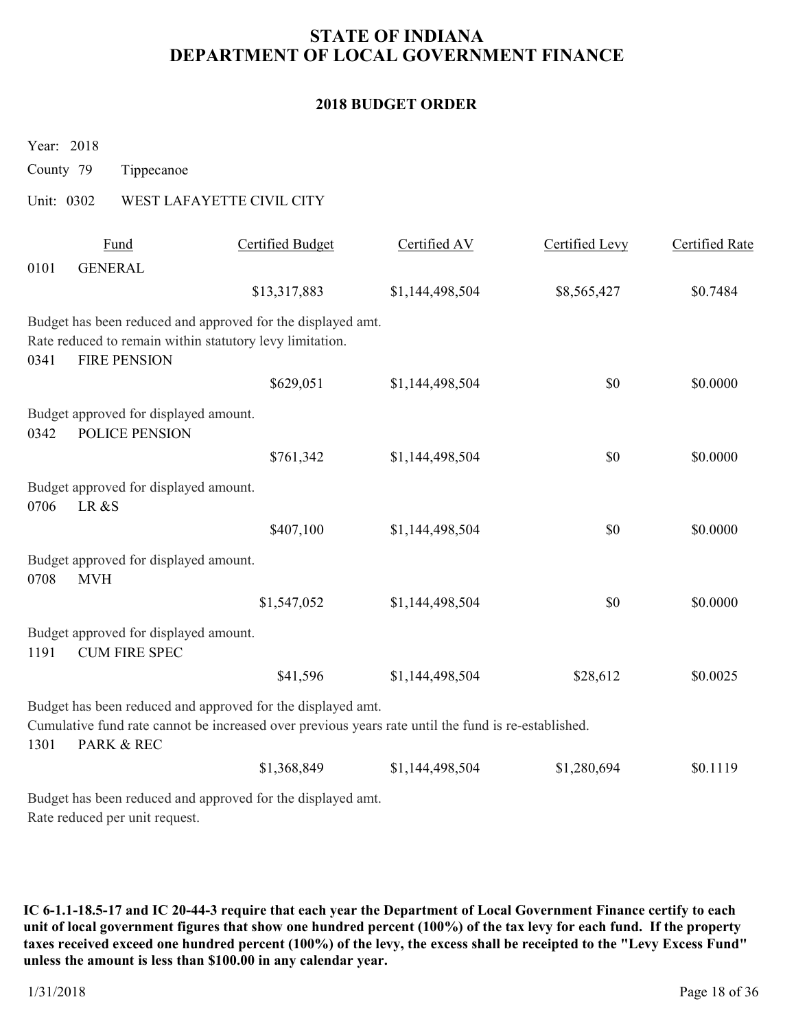# STATE OF INDIANA
# DEPARTMENT OF LOCAL GOVERNMENT FINANCE

## 2018 BUDGET ORDER

Year: 2018

County 79 Tippecanoe

Unit: 0302 WEST LAFAYETTE CIVIL CITY

| | Fund | Certified Budget | Certified AV | Certified Levy | Certified Rate |
|---|---|---|---|---|---|
| 0101 | GENERAL | | | | |
| | | $13,317,883 | $1,144,498,504 | $8,565,427 | $0.7484 |

Budget has been reduced and approved for the displayed amt.
Rate reduced to remain within statutory levy limitation.

| | Fund | Certified Budget | Certified AV | Certified Levy | Certified Rate |
|---|---|---|---|---|---|
| 0341 | FIRE PENSION | | | | |
| | | $629,051 | $1,144,498,504 | $0 | $0.0000 |

Budget approved for displayed amount.

| | Fund | Certified Budget | Certified AV | Certified Levy | Certified Rate |
|---|---|---|---|---|---|
| 0342 | POLICE PENSION | | | | |
| | | $761,342 | $1,144,498,504 | $0 | $0.0000 |

Budget approved for displayed amount.

| | Fund | Certified Budget | Certified AV | Certified Levy | Certified Rate |
|---|---|---|---|---|---|
| 0706 | LR &S | | | | |
| | | $407,100 | $1,144,498,504 | $0 | $0.0000 |

Budget approved for displayed amount.

| | Fund | Certified Budget | Certified AV | Certified Levy | Certified Rate |
|---|---|---|---|---|---|
| 0708 | MVH | | | | |
| | | $1,547,052 | $1,144,498,504 | $0 | $0.0000 |

Budget approved for displayed amount.

| | Fund | Certified Budget | Certified AV | Certified Levy | Certified Rate |
|---|---|---|---|---|---|
| 1191 | CUM FIRE SPEC | | | | |
| | | $41,596 | $1,144,498,504 | $28,612 | $0.0025 |

Budget has been reduced and approved for the displayed amt.
Cumulative fund rate cannot be increased over previous years rate until the fund is re-established.

| | Fund | Certified Budget | Certified AV | Certified Levy | Certified Rate |
|---|---|---|---|---|---|
| 1301 | PARK & REC | | | | |
| | | $1,368,849 | $1,144,498,504 | $1,280,694 | $0.1119 |

Budget has been reduced and approved for the displayed amt.
Rate reduced per unit request.

**IC 6-1.1-18.5-17 and IC 20-44-3 require that each year the Department of Local Government Finance certify to each unit of local government figures that show one hundred percent (100%) of the tax levy for each fund. If the property taxes received exceed one hundred percent (100%) of the levy, the excess shall be receipted to the "Levy Excess Fund" unless the amount is less than $100.00 in any calendar year.**

1/31/2018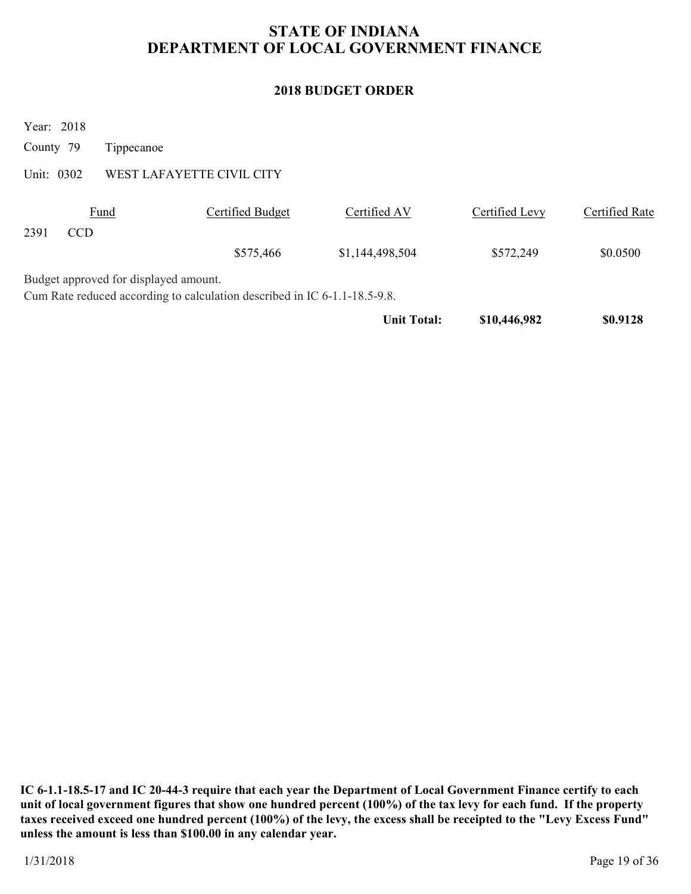# STATE OF INDIANA
# DEPARTMENT OF LOCAL GOVERNMENT FINANCE

## 2018 BUDGET ORDER

Year: 2018

County 79 Tippecanoe

Unit: 0302 WEST LAFAYETTE CIVIL CITY

| Fund | Certified Budget | Certified AV | Certified Levy | Certified Rate |
|---|---|---|---|---|
| 2391 CCD | | | | |
| | $575,466 | $1,144,498,504 | $572,249 | $0.0500 |

Budget approved for displayed amount.
Cum Rate reduced according to calculation described in IC 6-1.1-18.5-9.8.

| | | Unit Total: | $10,446,982 | $0.9128 |
|---|---|---|---|---|

**IC 6-1.1-18.5-17 and IC 20-44-3 require that each year the Department of Local Government Finance certify to each unit of local government figures that show one hundred percent (100%) of the tax levy for each fund. If the property taxes received exceed one hundred percent (100%) of the levy, the excess shall be receipted to the "Levy Excess Fund" unless the amount is less than $100.00 in any calendar year.**

1/31/2018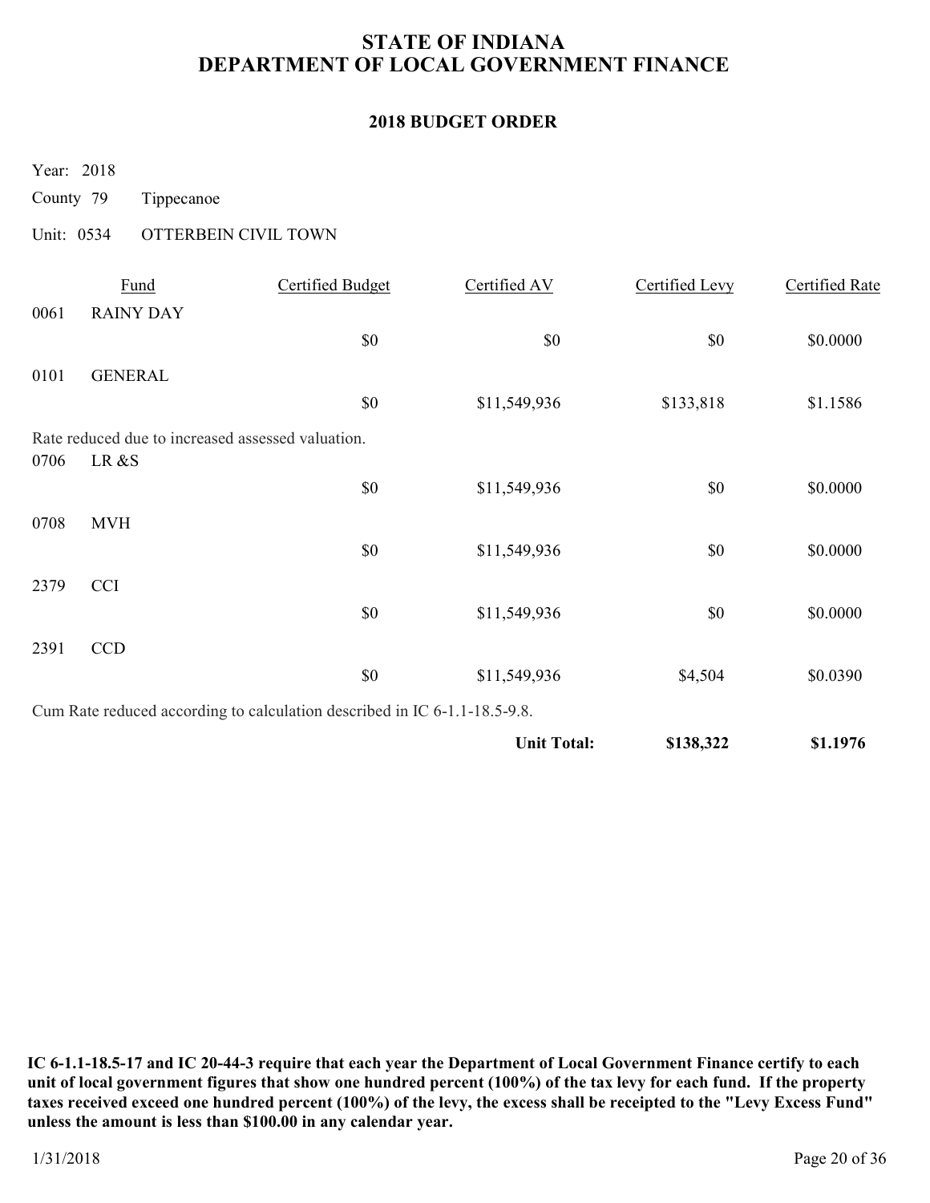# STATE OF INDIANA
# DEPARTMENT OF LOCAL GOVERNMENT FINANCE

## 2018 BUDGET ORDER

Year: 2018

County 79 Tippecanoe

Unit: 0534 OTTERBEIN CIVIL TOWN

| | Fund | Certified Budget | Certified AV | Certified Levy | Certified Rate |
|---|---|---|---|---|---|
| 0061 | RAINY DAY | | | | |
| | | $0 | $0 | $0 | $0.0000 |
| 0101 | GENERAL | | | | |
| | | $0 | $11,549,936 | $133,818 | $1.1586 |
| Rate reduced due to increased assessed valuation. | | | | | |
| 0706 | LR &S | | | | |
| | | $0 | $11,549,936 | $0 | $0.0000 |
| 0708 | MVH | | | | |
| | | $0 | $11,549,936 | $0 | $0.0000 |
| 2379 | CCI | | | | |
| | | $0 | $11,549,936 | $0 | $0.0000 |
| 2391 | CCD | | | | |
| | | $0 | $11,549,936 | $4,504 | $0.0390 |
| Cum Rate reduced according to calculation described in IC 6-1.1-18.5-9.8. | | | | | |
| | | | **Unit Total:** | **$138,322** | **$1.1976** |

**IC 6-1.1-18.5-17 and IC 20-44-3 require that each year the Department of Local Government Finance certify to each unit of local government figures that show one hundred percent (100%) of the tax levy for each fund. If the property taxes received exceed one hundred percent (100%) of the levy, the excess shall be receipted to the "Levy Excess Fund" unless the amount is less than $100.00 in any calendar year.**

1/31/2018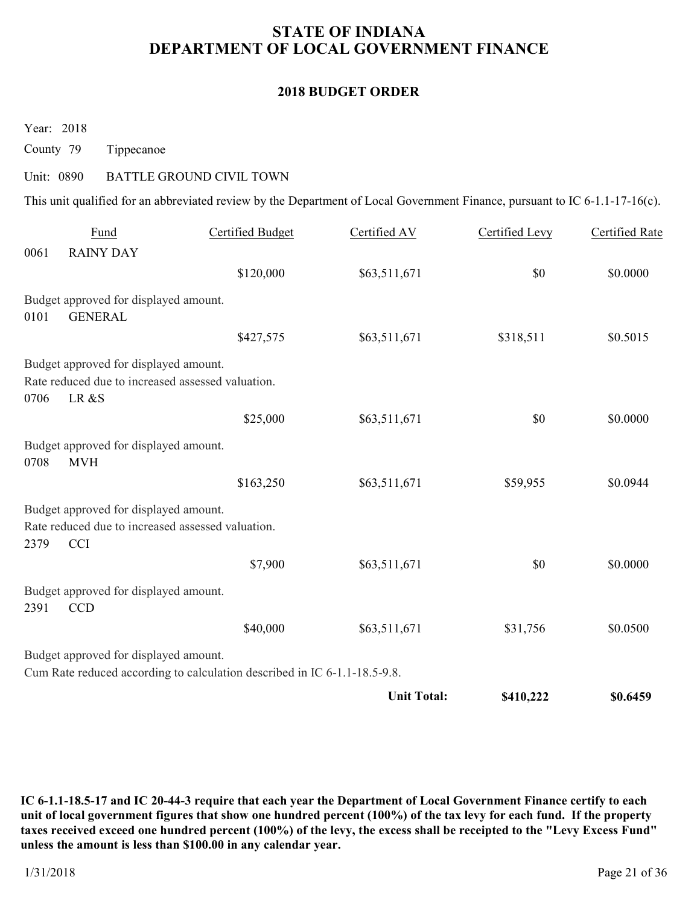# STATE OF INDIANA
# DEPARTMENT OF LOCAL GOVERNMENT FINANCE

## 2018 BUDGET ORDER

Year: 2018

County 79 Tippecanoe

Unit: 0890 BATTLE GROUND CIVIL TOWN

This unit qualified for an abbreviated review by the Department of Local Government Finance, pursuant to IC 6-1.1-17-16(c).

| Fund | | Certified Budget | Certified AV | Certified Levy | Certified Rate |
|---|---|---|---|---|---|
| 0061 | RAINY DAY | | | | |
| | | $120,000 | $63,511,671 | $0 | $0.0000 |
| Budget approved for displayed amount. | | | | | |
| 0101 | GENERAL | | | | |
| | | $427,575 | $63,511,671 | $318,511 | $0.5015 |
| Budget approved for displayed amount. Rate reduced due to increased assessed valuation. | | | | | |
| 0706 | LR &S | | | | |
| | | $25,000 | $63,511,671 | $0 | $0.0000 |
| Budget approved for displayed amount. | | | | | |
| 0708 | MVH | | | | |
| | | $163,250 | $63,511,671 | $59,955 | $0.0944 |
| Budget approved for displayed amount. Rate reduced due to increased assessed valuation. | | | | | |
| 2379 | CCI | | | | |
| | | $7,900 | $63,511,671 | $0 | $0.0000 |
| Budget approved for displayed amount. | | | | | |
| 2391 | CCD | | | | |
| | | $40,000 | $63,511,671 | $31,756 | $0.0500 |
| Budget approved for displayed amount. Cum Rate reduced according to calculation described in IC 6-1.1-18.5-9.8. | | | | | |
| | | | **Unit Total:** | **$410,222** | **$0.6459** |

**IC 6-1.1-18.5-17 and IC 20-44-3 require that each year the Department of Local Government Finance certify to each unit of local government figures that show one hundred percent (100%) of the tax levy for each fund. If the property taxes received exceed one hundred percent (100%) of the levy, the excess shall be receipted to the "Levy Excess Fund" unless the amount is less than $100.00 in any calendar year.**

1/31/2018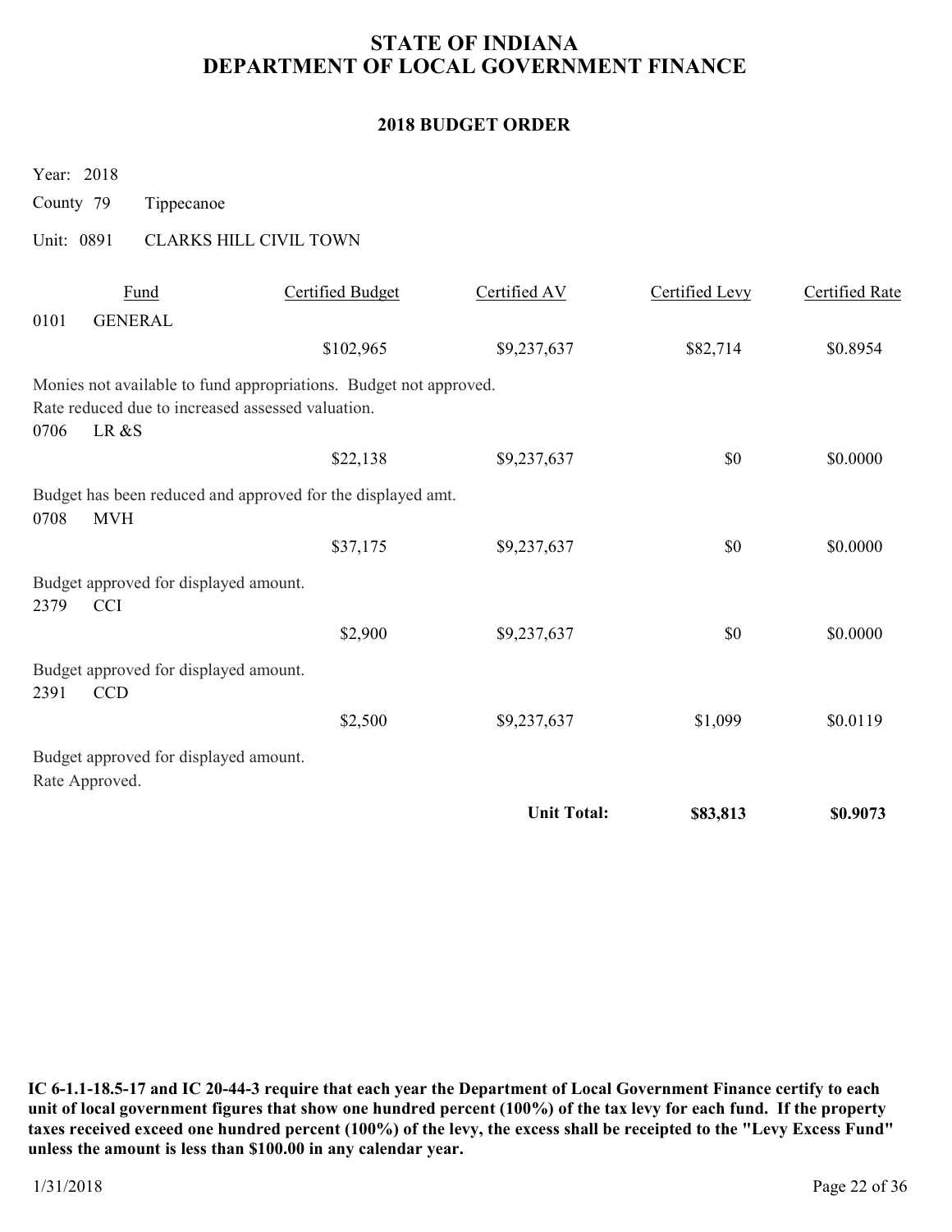# STATE OF INDIANA
# DEPARTMENT OF LOCAL GOVERNMENT FINANCE

## 2018 BUDGET ORDER

Year: 2018

County 79 Tippecanoe

Unit: 0891 CLARKS HILL CIVIL TOWN

| | Fund | Certified Budget | Certified AV | Certified Levy | Certified Rate |
|---|---|---|---|---|---|
| 0101 | GENERAL | | | | |
| | | $102,965 | $9,237,637 | $82,714 | $0.8954 |

Monies not available to fund appropriations. Budget not approved.
Rate reduced due to increased assessed valuation.

| | Fund | Certified Budget | Certified AV | Certified Levy | Certified Rate |
|---|---|---|---|---|---|
| 0706 | LR &S | | | | |
| | | $22,138 | $9,237,637 | $0 | $0.0000 |

Budget has been reduced and approved for the displayed amt.

| | Fund | Certified Budget | Certified AV | Certified Levy | Certified Rate |
|---|---|---|---|---|---|
| 0708 | MVH | | | | |
| | | $37,175 | $9,237,637 | $0 | $0.0000 |

Budget approved for displayed amount.

| | Fund | Certified Budget | Certified AV | Certified Levy | Certified Rate |
|---|---|---|---|---|---|
| 2379 | CCI | | | | |
| | | $2,900 | $9,237,637 | $0 | $0.0000 |

Budget approved for displayed amount.

| | Fund | Certified Budget | Certified AV | Certified Levy | Certified Rate |
|---|---|---|---|---|---|
| 2391 | CCD | | | | |
| | | $2,500 | $9,237,637 | $1,099 | $0.0119 |

Budget approved for displayed amount.
Rate Approved.

| | | **Unit Total:** | **$83,813** | **$0.9073** |
|---|---|---|---|---|

**IC 6-1.1-18.5-17 and IC 20-44-3 require that each year the Department of Local Government Finance certify to each unit of local government figures that show one hundred percent (100%) of the tax levy for each fund. If the property taxes received exceed one hundred percent (100%) of the levy, the excess shall be receipted to the "Levy Excess Fund" unless the amount is less than $100.00 in any calendar year.**

1/31/2018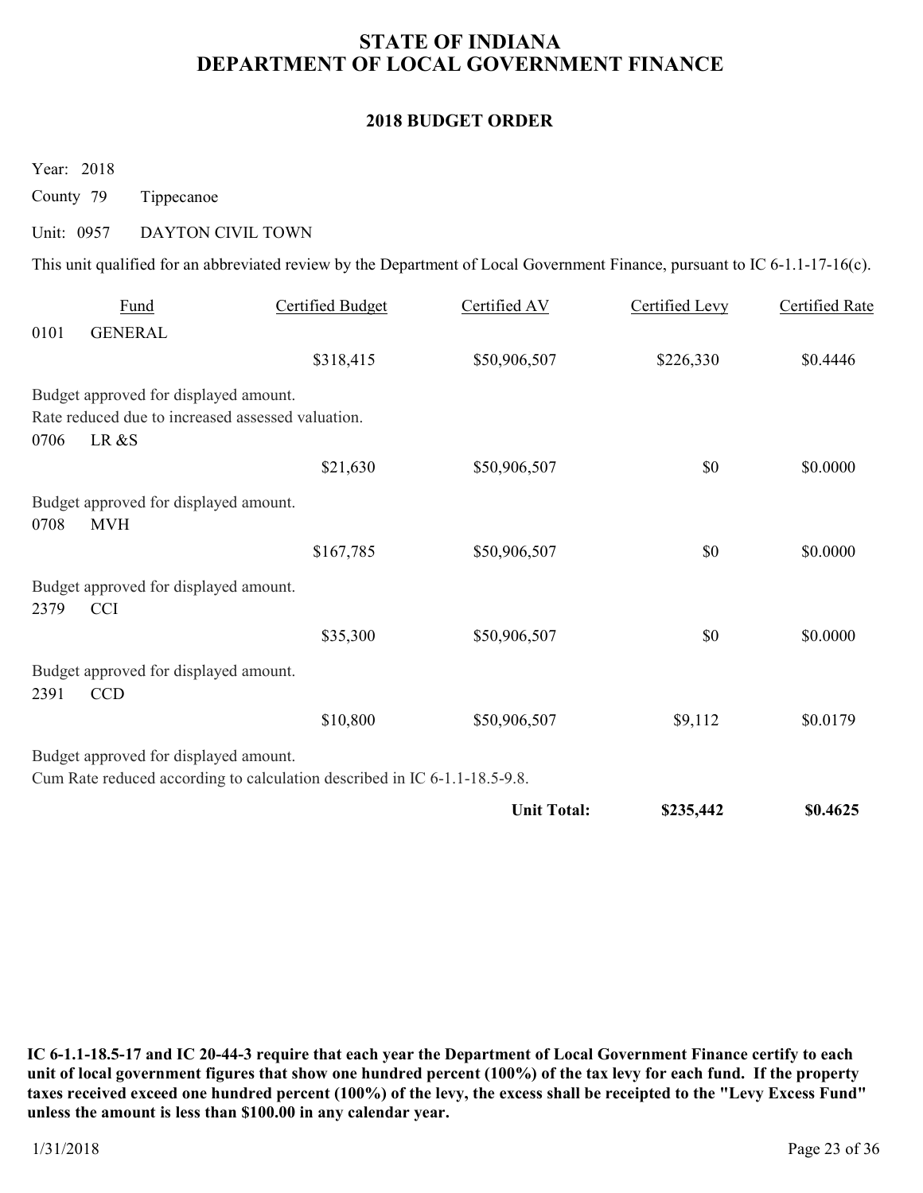# STATE OF INDIANA
# DEPARTMENT OF LOCAL GOVERNMENT FINANCE

## 2018 BUDGET ORDER

Year: 2018

County 79 Tippecanoe

Unit: 0957 DAYTON CIVIL TOWN

This unit qualified for an abbreviated review by the Department of Local Government Finance, pursuant to IC 6-1.1-17-16(c).

| | Fund | Certified Budget | Certified AV | Certified Levy | Certified Rate |
|---|---|---|---|---|---|
| 0101 | GENERAL | | | | |
| | | $318,415 | $50,906,507 | $226,330 | $0.4446 |
| Budget approved for displayed amount.<br>Rate reduced due to increased assessed valuation. | | | | | |
| 0706 | LR &S | | | | |
| | | $21,630 | $50,906,507 | $0 | $0.0000 |
| Budget approved for displayed amount. | | | | | |
| 0708 | MVH | | | | |
| | | $167,785 | $50,906,507 | $0 | $0.0000 |
| Budget approved for displayed amount. | | | | | |
| 2379 | CCI | | | | |
| | | $35,300 | $50,906,507 | $0 | $0.0000 |
| Budget approved for displayed amount. | | | | | |
| 2391 | CCD | | | | |
| | | $10,800 | $50,906,507 | $9,112 | $0.0179 |
| Budget approved for displayed amount.<br>Cum Rate reduced according to calculation described in IC 6-1.1-18.5-9.8. | | | | | |
| | | | **Unit Total:** | **$235,442** | **$0.4625** |

**IC 6-1.1-18.5-17 and IC 20-44-3 require that each year the Department of Local Government Finance certify to each unit of local government figures that show one hundred percent (100%) of the tax levy for each fund. If the property taxes received exceed one hundred percent (100%) of the levy, the excess shall be receipted to the "Levy Excess Fund" unless the amount is less than $100.00 in any calendar year.**

1/31/2018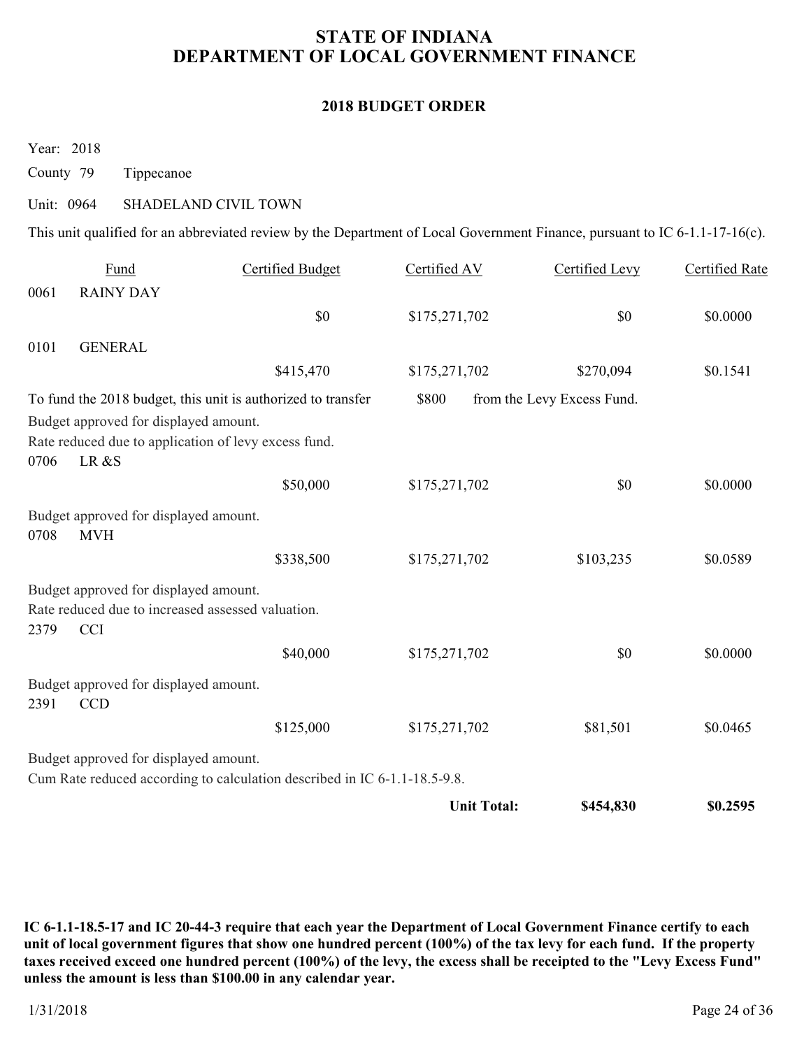# STATE OF INDIANA
# DEPARTMENT OF LOCAL GOVERNMENT FINANCE

## 2018 BUDGET ORDER

Year: 2018

County 79 Tippecanoe

Unit: 0964 SHADELAND CIVIL TOWN

This unit qualified for an abbreviated review by the Department of Local Government Finance, pursuant to IC 6-1.1-17-16(c).

| Fund | | Certified Budget | Certified AV | Certified Levy | Certified Rate |
|---|---|---|---|---|---|
| 0061 | RAINY DAY | | | | |
| | | $0 | $175,271,702 | $0 | $0.0000 |
| 0101 | GENERAL | | | | |
| | | $415,470 | $175,271,702 | $270,094 | $0.1541 |

To fund the 2018 budget, this unit is authorized to transfer $800 from the Levy Excess Fund.

Budget approved for displayed amount.

Rate reduced due to application of levy excess fund.

| Fund | | Certified Budget | Certified AV | Certified Levy | Certified Rate |
|---|---|---|---|---|---|
| 0706 | LR &S | | | | |
| | | $50,000 | $175,271,702 | $0 | $0.0000 |

Budget approved for displayed amount.

| Fund | | Certified Budget | Certified AV | Certified Levy | Certified Rate |
|---|---|---|---|---|---|
| 0708 | MVH | | | | |
| | | $338,500 | $175,271,702 | $103,235 | $0.0589 |

Budget approved for displayed amount.

Rate reduced due to increased assessed valuation.

| Fund | | Certified Budget | Certified AV | Certified Levy | Certified Rate |
|---|---|---|---|---|---|
| 2379 | CCI | | | | |
| | | $40,000 | $175,271,702 | $0 | $0.0000 |

Budget approved for displayed amount.

| Fund | | Certified Budget | Certified AV | Certified Levy | Certified Rate |
|---|---|---|---|---|---|
| 2391 | CCD | | | | |
| | | $125,000 | $175,271,702 | $81,501 | $0.0465 |

Budget approved for displayed amount.

Cum Rate reduced according to calculation described in IC 6-1.1-18.5-9.8.

| | | | | Certified Levy | Certified Rate |
|---|---|---|---|---|---|
| | | | **Unit Total:** | **$454,830** | **$0.2595** |

**IC 6-1.1-18.5-17 and IC 20-44-3 require that each year the Department of Local Government Finance certify to each unit of local government figures that show one hundred percent (100%) of the tax levy for each fund. If the property taxes received exceed one hundred percent (100%) of the levy, the excess shall be receipted to the "Levy Excess Fund" unless the amount is less than $100.00 in any calendar year.**

1/31/2018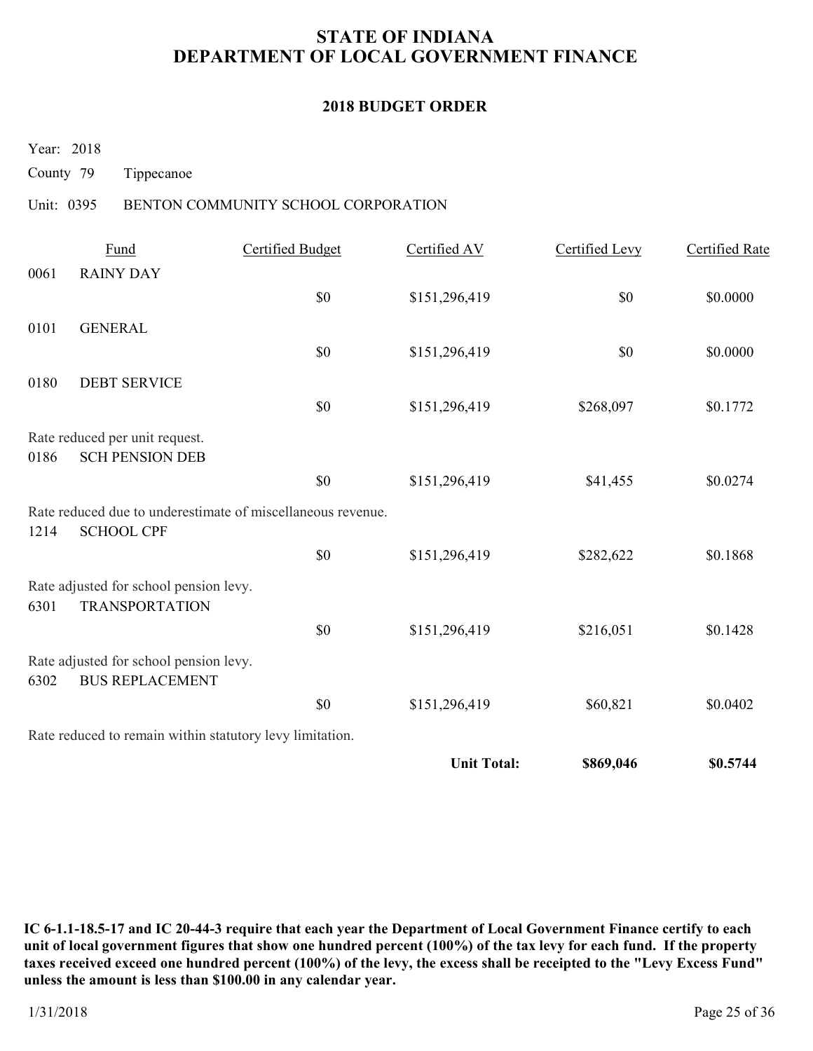# STATE OF INDIANA
# DEPARTMENT OF LOCAL GOVERNMENT FINANCE

## 2018 BUDGET ORDER

Year: 2018

County 79 Tippecanoe

Unit: 0395 BENTON COMMUNITY SCHOOL CORPORATION

| | Fund | Certified Budget | Certified AV | Certified Levy | Certified Rate |
|---|---|---|---|---|---|
| 0061 | RAINY DAY | | | | |
| | | $0 | $151,296,419 | $0 | $0.0000 |
| 0101 | GENERAL | | | | |
| | | $0 | $151,296,419 | $0 | $0.0000 |
| 0180 | DEBT SERVICE | | | | |
| | | $0 | $151,296,419 | $268,097 | $0.1772 |
| Rate reduced per unit request. | | | | | |
| 0186 | SCH PENSION DEB | | | | |
| | | $0 | $151,296,419 | $41,455 | $0.0274 |
| Rate reduced due to underestimate of miscellaneous revenue. | | | | | |
| 1214 | SCHOOL CPF | | | | |
| | | $0 | $151,296,419 | $282,622 | $0.1868 |
| Rate adjusted for school pension levy. | | | | | |
| 6301 | TRANSPORTATION | | | | |
| | | $0 | $151,296,419 | $216,051 | $0.1428 |
| Rate adjusted for school pension levy. | | | | | |
| 6302 | BUS REPLACEMENT | | | | |
| | | $0 | $151,296,419 | $60,821 | $0.0402 |
| Rate reduced to remain within statutory levy limitation. | | | | | |
| | | | **Unit Total:** | **$869,046** | **$0.5744** |

**IC 6-1.1-18.5-17 and IC 20-44-3 require that each year the Department of Local Government Finance certify to each unit of local government figures that show one hundred percent (100%) of the tax levy for each fund. If the property taxes received exceed one hundred percent (100%) of the levy, the excess shall be receipted to the "Levy Excess Fund" unless the amount is less than $100.00 in any calendar year.**

1/31/2018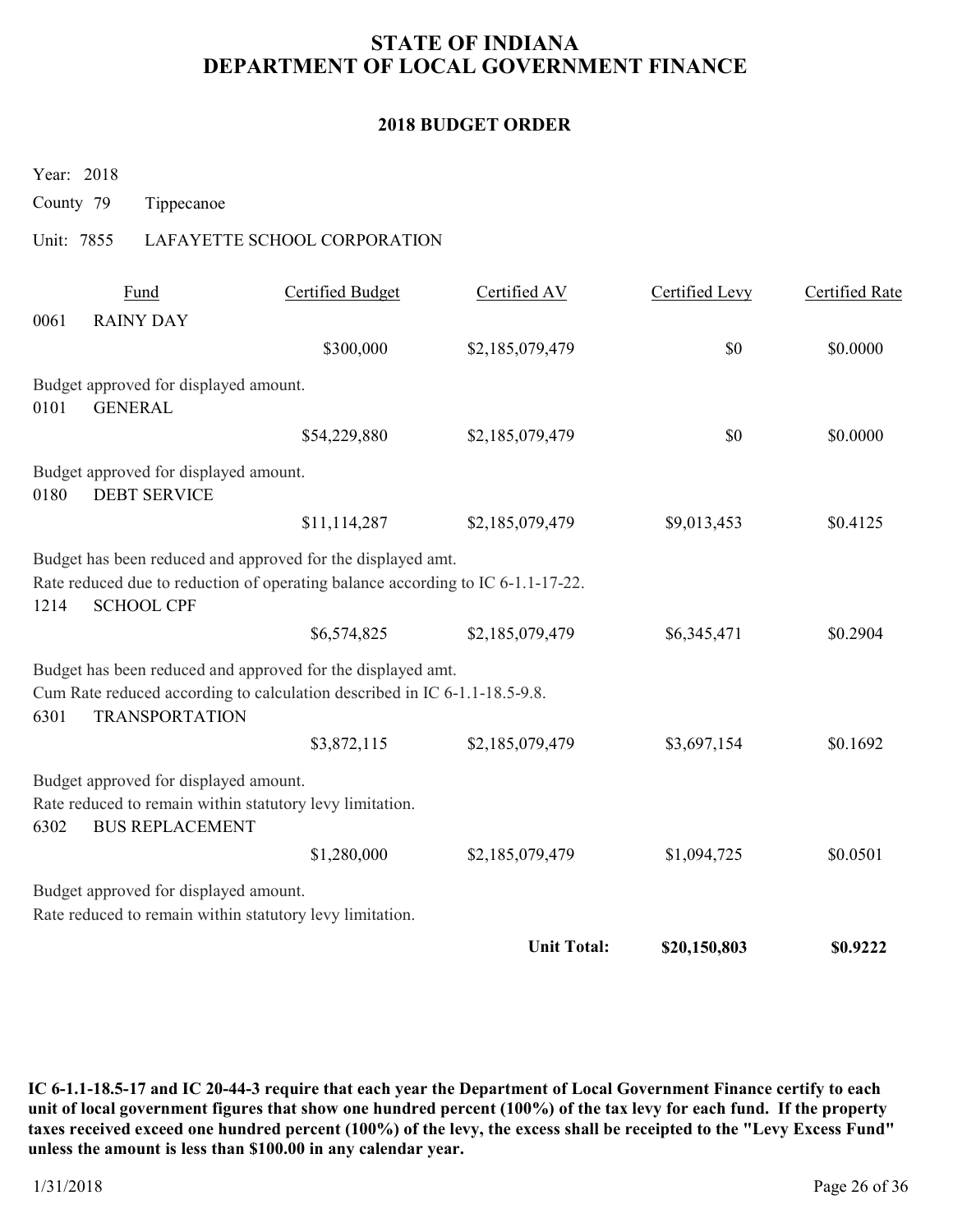# STATE OF INDIANA
# DEPARTMENT OF LOCAL GOVERNMENT FINANCE

## 2018 BUDGET ORDER

Year: 2018

County 79 Tippecanoe

Unit: 7855 LAFAYETTE SCHOOL CORPORATION

| Fund | | Certified Budget | Certified AV | Certified Levy | Certified Rate |
|---|---|---|---|---|---|
| 0061 | RAINY DAY | $300,000 | $2,185,079,479 | $0 | $0.0000 |

Budget approved for displayed amount.

| Fund | | Certified Budget | Certified AV | Certified Levy | Certified Rate |
|---|---|---|---|---|---|
| 0101 | GENERAL | $54,229,880 | $2,185,079,479 | $0 | $0.0000 |

Budget approved for displayed amount.

| Fund | | Certified Budget | Certified AV | Certified Levy | Certified Rate |
|---|---|---|---|---|---|
| 0180 | DEBT SERVICE | $11,114,287 | $2,185,079,479 | $9,013,453 | $0.4125 |

Budget has been reduced and approved for the displayed amt.
Rate reduced due to reduction of operating balance according to IC 6-1.1-17-22.

| Fund | | Certified Budget | Certified AV | Certified Levy | Certified Rate |
|---|---|---|---|---|---|
| 1214 | SCHOOL CPF | $6,574,825 | $2,185,079,479 | $6,345,471 | $0.2904 |

Budget has been reduced and approved for the displayed amt.
Cum Rate reduced according to calculation described in IC 6-1.1-18.5-9.8.

| Fund | | Certified Budget | Certified AV | Certified Levy | Certified Rate |
|---|---|---|---|---|---|
| 6301 | TRANSPORTATION | $3,872,115 | $2,185,079,479 | $3,697,154 | $0.1692 |

Budget approved for displayed amount.
Rate reduced to remain within statutory levy limitation.

| Fund | | Certified Budget | Certified AV | Certified Levy | Certified Rate |
|---|---|---|---|---|---|
| 6302 | BUS REPLACEMENT | $1,280,000 | $2,185,079,479 | $1,094,725 | $0.0501 |

Budget approved for displayed amount.
Rate reduced to remain within statutory levy limitation.

**Unit Total: $20,150,803 $0.9222**

**IC 6-1.1-18.5-17 and IC 20-44-3 require that each year the Department of Local Government Finance certify to each unit of local government figures that show one hundred percent (100%) of the tax levy for each fund. If the property taxes received exceed one hundred percent (100%) of the levy, the excess shall be receipted to the "Levy Excess Fund" unless the amount is less than $100.00 in any calendar year.**

1/31/2018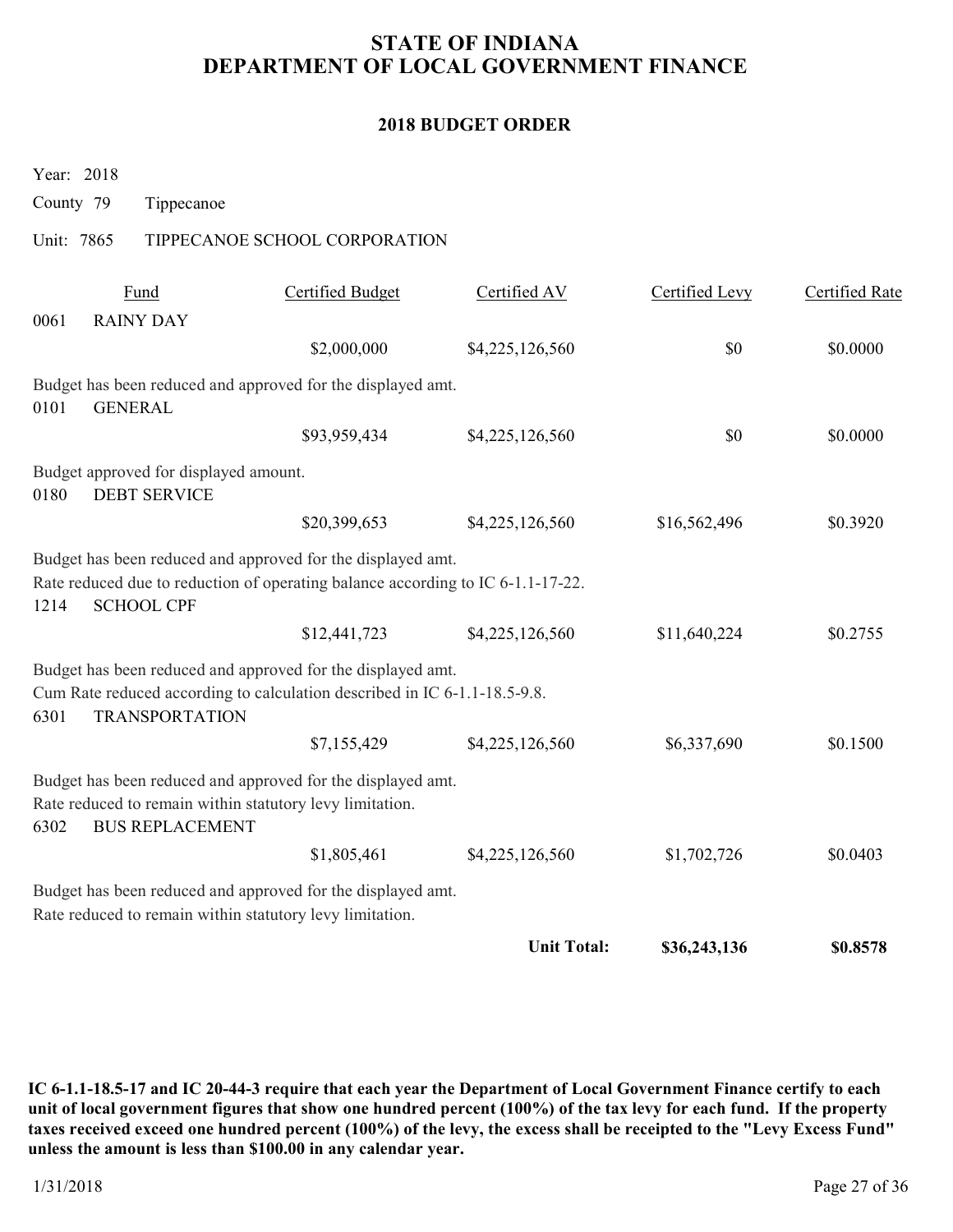# STATE OF INDIANA
# DEPARTMENT OF LOCAL GOVERNMENT FINANCE

## 2018 BUDGET ORDER

Year: 2018

County 79 Tippecanoe

Unit: 7865 TIPPECANOE SCHOOL CORPORATION

| Fund | | Certified Budget | Certified AV | Certified Levy | Certified Rate |
|---|---|---|---|---|---|
| 0061 | RAINY DAY | | | | |
| | | $2,000,000 | $4,225,126,560 | $0 | $0.0000 |
| Budget has been reduced and approved for the displayed amt. | | | | | |
| 0101 | GENERAL | | | | |
| | | $93,959,434 | $4,225,126,560 | $0 | $0.0000 |
| Budget approved for displayed amount. | | | | | |
| 0180 | DEBT SERVICE | | | | |
| | | $20,399,653 | $4,225,126,560 | $16,562,496 | $0.3920 |
| Budget has been reduced and approved for the displayed amt. Rate reduced due to reduction of operating balance according to IC 6-1.1-17-22. | | | | | |
| 1214 | SCHOOL CPF | | | | |
| | | $12,441,723 | $4,225,126,560 | $11,640,224 | $0.2755 |
| Budget has been reduced and approved for the displayed amt. Cum Rate reduced according to calculation described in IC 6-1.1-18.5-9.8. | | | | | |
| 6301 | TRANSPORTATION | | | | |
| | | $7,155,429 | $4,225,126,560 | $6,337,690 | $0.1500 |
| Budget has been reduced and approved for the displayed amt. Rate reduced to remain within statutory levy limitation. | | | | | |
| 6302 | BUS REPLACEMENT | | | | |
| | | $1,805,461 | $4,225,126,560 | $1,702,726 | $0.0403 |
| Budget has been reduced and approved for the displayed amt. Rate reduced to remain within statutory levy limitation. | | | | | |
| | | | **Unit Total:** | **$36,243,136** | **$0.8578** |

**IC 6-1.1-18.5-17 and IC 20-44-3 require that each year the Department of Local Government Finance certify to each unit of local government figures that show one hundred percent (100%) of the tax levy for each fund. If the property taxes received exceed one hundred percent (100%) of the levy, the excess shall be receipted to the "Levy Excess Fund" unless the amount is less than $100.00 in any calendar year.**

1/31/2018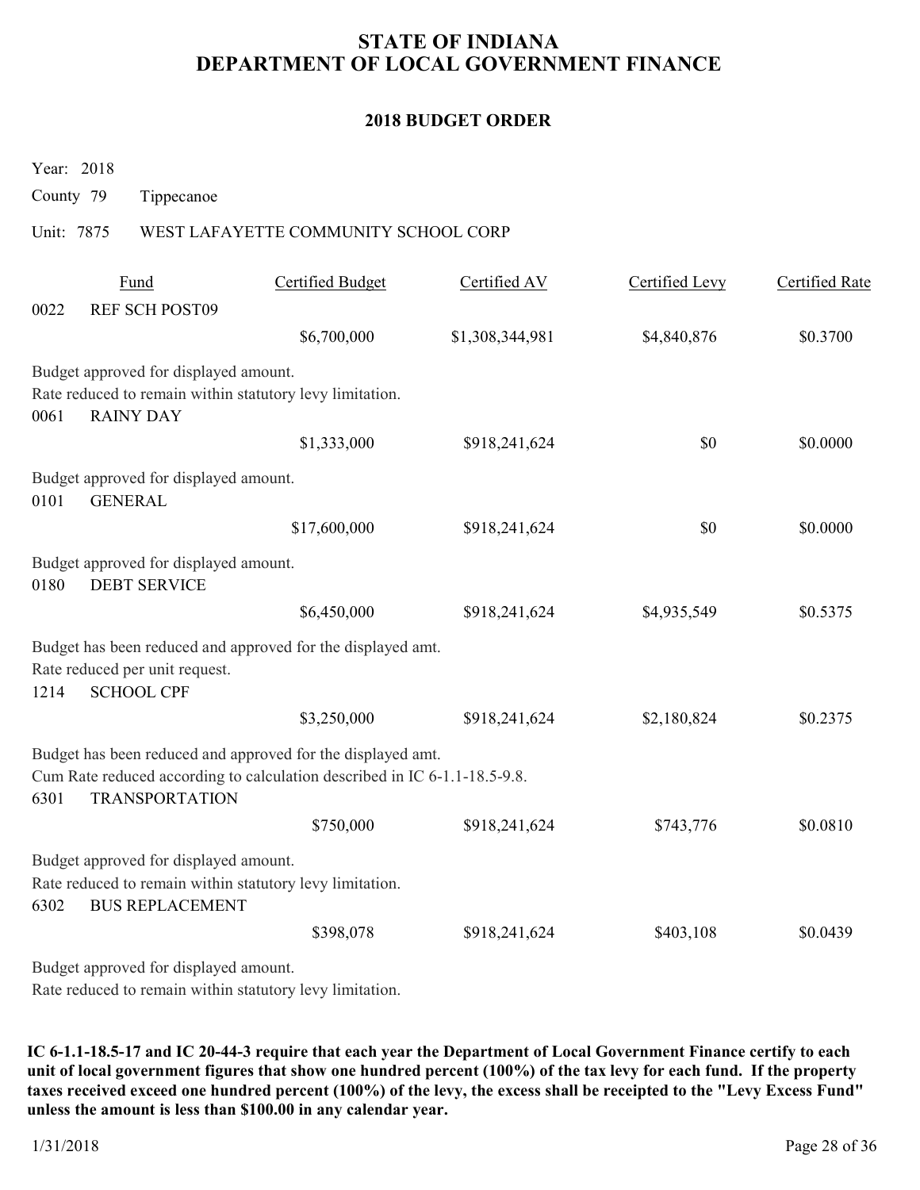# STATE OF INDIANA
# DEPARTMENT OF LOCAL GOVERNMENT FINANCE

## 2018 BUDGET ORDER

Year: 2018

County 79 Tippecanoe

Unit: 7875 WEST LAFAYETTE COMMUNITY SCHOOL CORP

| Fund | | Certified Budget | Certified AV | Certified Levy | Certified Rate |
|---|---|---|---|---|---|
| 0022 | REF SCH POST09 | $6,700,000 | $1,308,344,981 | $4,840,876 | $0.3700 |

Budget approved for displayed amount.
Rate reduced to remain within statutory levy limitation.

| Fund | | Certified Budget | Certified AV | Certified Levy | Certified Rate |
|---|---|---|---|---|---|
| 0061 | RAINY DAY | $1,333,000 | $918,241,624 | $0 | $0.0000 |

Budget approved for displayed amount.

| Fund | | Certified Budget | Certified AV | Certified Levy | Certified Rate |
|---|---|---|---|---|---|
| 0101 | GENERAL | $17,600,000 | $918,241,624 | $0 | $0.0000 |

Budget approved for displayed amount.

| Fund | | Certified Budget | Certified AV | Certified Levy | Certified Rate |
|---|---|---|---|---|---|
| 0180 | DEBT SERVICE | $6,450,000 | $918,241,624 | $4,935,549 | $0.5375 |

Budget has been reduced and approved for the displayed amt.
Rate reduced per unit request.

| Fund | | Certified Budget | Certified AV | Certified Levy | Certified Rate |
|---|---|---|---|---|---|
| 1214 | SCHOOL CPF | $3,250,000 | $918,241,624 | $2,180,824 | $0.2375 |

Budget has been reduced and approved for the displayed amt.
Cum Rate reduced according to calculation described in IC 6-1.1-18.5-9.8.

| Fund | | Certified Budget | Certified AV | Certified Levy | Certified Rate |
|---|---|---|---|---|---|
| 6301 | TRANSPORTATION | $750,000 | $918,241,624 | $743,776 | $0.0810 |

Budget approved for displayed amount.
Rate reduced to remain within statutory levy limitation.

| Fund | | Certified Budget | Certified AV | Certified Levy | Certified Rate |
|---|---|---|---|---|---|
| 6302 | BUS REPLACEMENT | $398,078 | $918,241,624 | $403,108 | $0.0439 |

Budget approved for displayed amount.
Rate reduced to remain within statutory levy limitation.

**IC 6-1.1-18.5-17 and IC 20-44-3 require that each year the Department of Local Government Finance certify to each unit of local government figures that show one hundred percent (100%) of the tax levy for each fund. If the property taxes received exceed one hundred percent (100%) of the levy, the excess shall be receipted to the "Levy Excess Fund" unless the amount is less than $100.00 in any calendar year.**

1/31/2018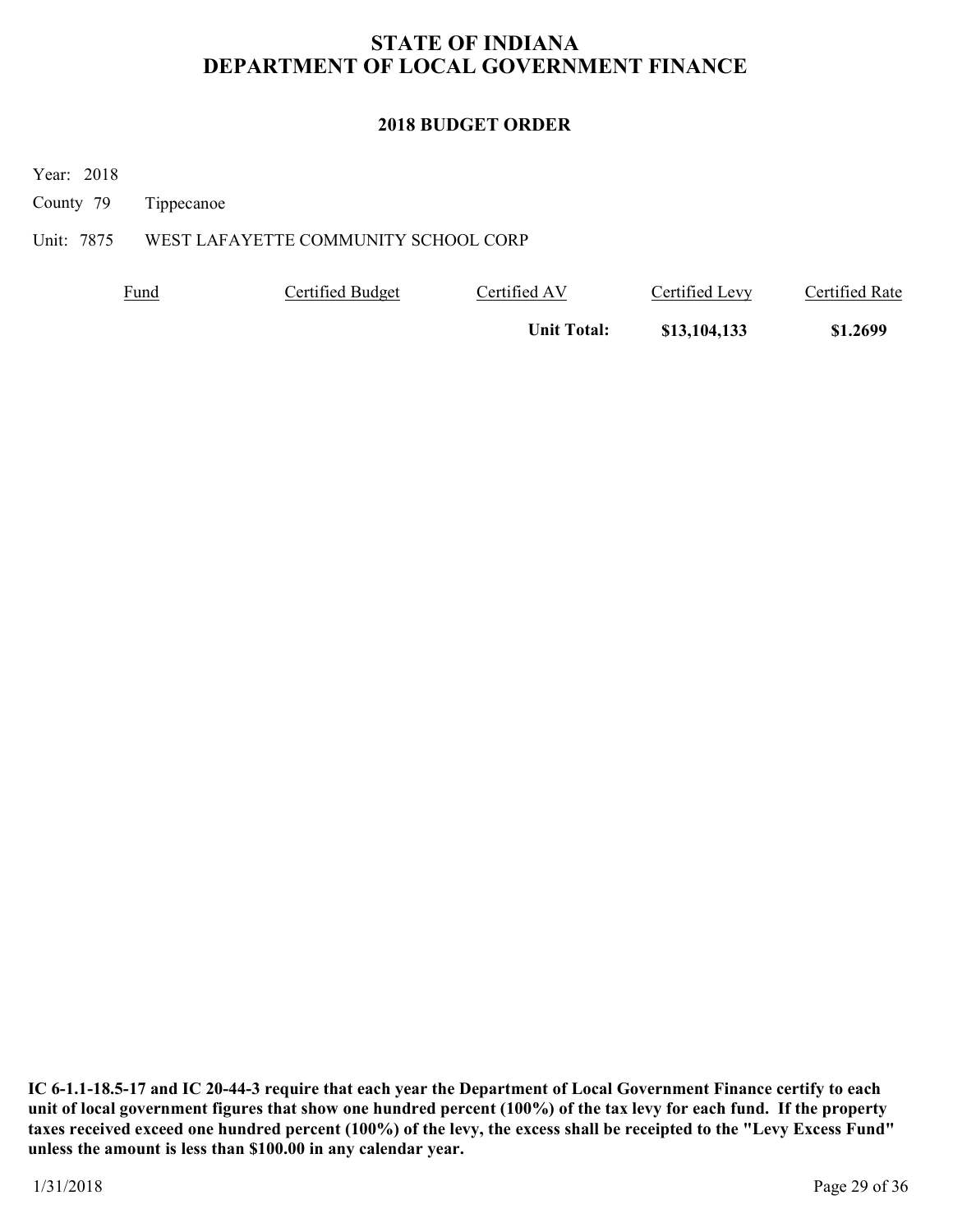# STATE OF INDIANA
# DEPARTMENT OF LOCAL GOVERNMENT FINANCE

## 2018 BUDGET ORDER

Year: 2018

County 79 Tippecanoe

Unit: 7875 WEST LAFAYETTE COMMUNITY SCHOOL CORP

| Fund | Certified Budget | Certified AV | Certified Levy | Certified Rate |
|---|---|---|---|---|
| | | **Unit Total:** | **$13,104,133** | **$1.2699** |

**IC 6-1.1-18.5-17 and IC 20-44-3 require that each year the Department of Local Government Finance certify to each unit of local government figures that show one hundred percent (100%) of the tax levy for each fund. If the property taxes received exceed one hundred percent (100%) of the levy, the excess shall be receipted to the "Levy Excess Fund" unless the amount is less than $100.00 in any calendar year.**

1/31/2018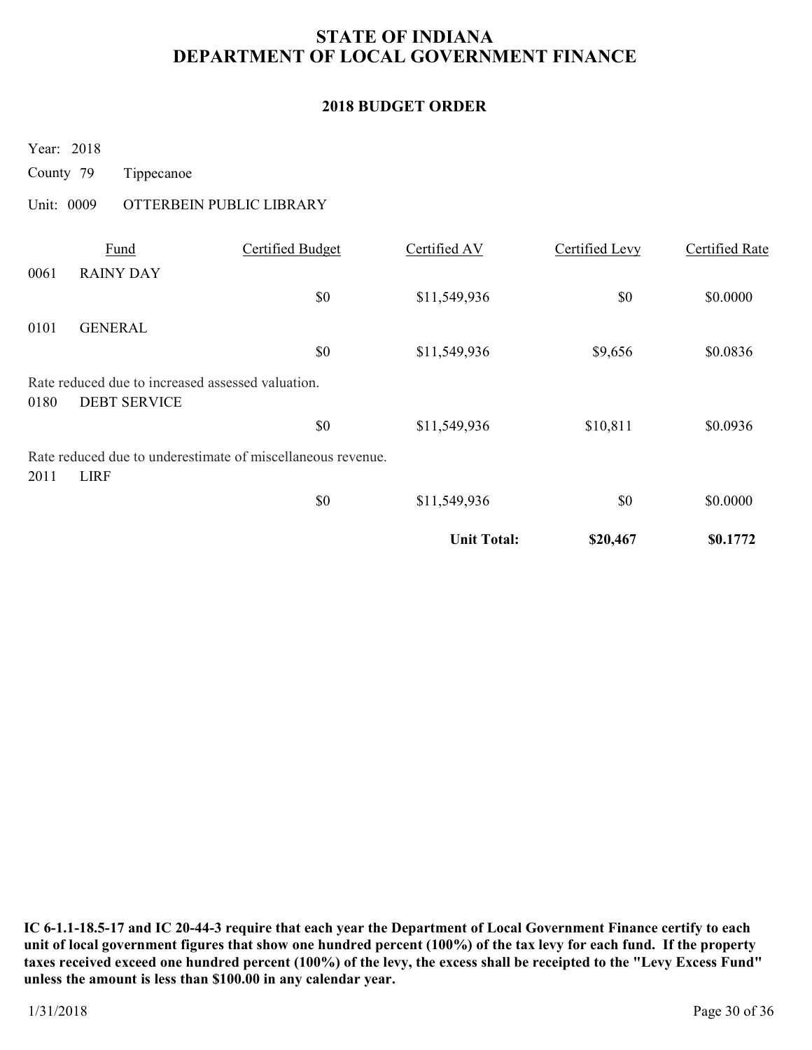# STATE OF INDIANA
# DEPARTMENT OF LOCAL GOVERNMENT FINANCE

## 2018 BUDGET ORDER

Year: 2018

County 79 Tippecanoe

Unit: 0009 OTTERBEIN PUBLIC LIBRARY

| | Fund | Certified Budget | Certified AV | Certified Levy | Certified Rate |
|---|---|---|---|---|---|
| 0061 | RAINY DAY | | | | |
| | | $0 | $11,549,936 | $0 | $0.0000 |
| 0101 | GENERAL | | | | |
| | | $0 | $11,549,936 | $9,656 | $0.0836 |
| | Rate reduced due to increased assessed valuation. | | | | |
| 0180 | DEBT SERVICE | | | | |
| | | $0 | $11,549,936 | $10,811 | $0.0936 |
| | Rate reduced due to underestimate of miscellaneous revenue. | | | | |
| 2011 | LIRF | | | | |
| | | $0 | $11,549,936 | $0 | $0.0000 |
| | | | **Unit Total:** | **$20,467** | **$0.1772** |

**IC 6-1.1-18.5-17 and IC 20-44-3 require that each year the Department of Local Government Finance certify to each unit of local government figures that show one hundred percent (100%) of the tax levy for each fund. If the property taxes received exceed one hundred percent (100%) of the levy, the excess shall be receipted to the "Levy Excess Fund" unless the amount is less than $100.00 in any calendar year.**

1/31/2018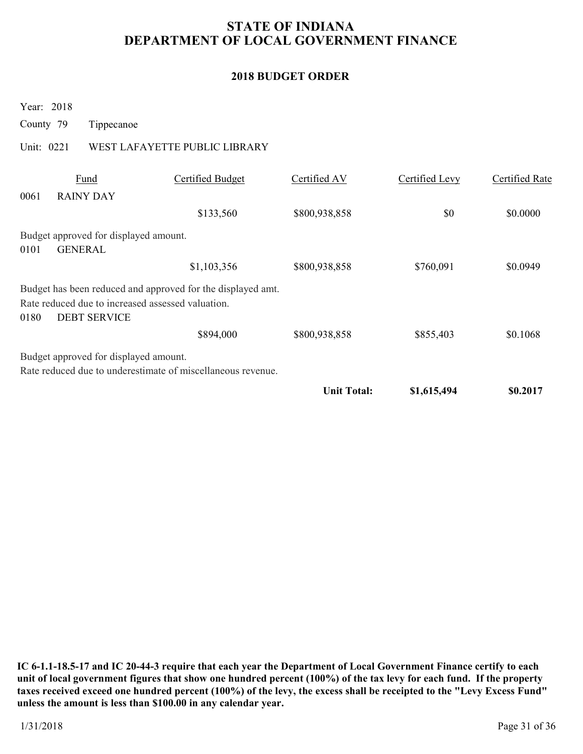# STATE OF INDIANA
# DEPARTMENT OF LOCAL GOVERNMENT FINANCE

## 2018 BUDGET ORDER

Year: 2018

County 79 Tippecanoe

Unit: 0221 WEST LAFAYETTE PUBLIC LIBRARY

| Fund | | Certified Budget | Certified AV | Certified Levy | Certified Rate |
|---|---|---|---|---|---|
| 0061 | RAINY DAY | | | | |
| | | $133,560 | $800,938,858 | $0 | $0.0000 |

Budget approved for displayed amount.

| Fund | | Certified Budget | Certified AV | Certified Levy | Certified Rate |
|---|---|---|---|---|---|
| 0101 | GENERAL | | | | |
| | | $1,103,356 | $800,938,858 | $760,091 | $0.0949 |

Budget has been reduced and approved for the displayed amt.
Rate reduced due to increased assessed valuation.

| Fund | | Certified Budget | Certified AV | Certified Levy | Certified Rate |
|---|---|---|---|---|---|
| 0180 | DEBT SERVICE | | | | |
| | | $894,000 | $800,938,858 | $855,403 | $0.1068 |

Budget approved for displayed amount.
Rate reduced due to underestimate of miscellaneous revenue.

| | | | | Certified Levy | Certified Rate |
|---|---|---|---|---|---|
| | | | **Unit Total:** | **$1,615,494** | **$0.2017** |

**IC 6-1.1-18.5-17 and IC 20-44-3 require that each year the Department of Local Government Finance certify to each unit of local government figures that show one hundred percent (100%) of the tax levy for each fund. If the property taxes received exceed one hundred percent (100%) of the levy, the excess shall be receipted to the "Levy Excess Fund" unless the amount is less than $100.00 in any calendar year.**

1/31/2018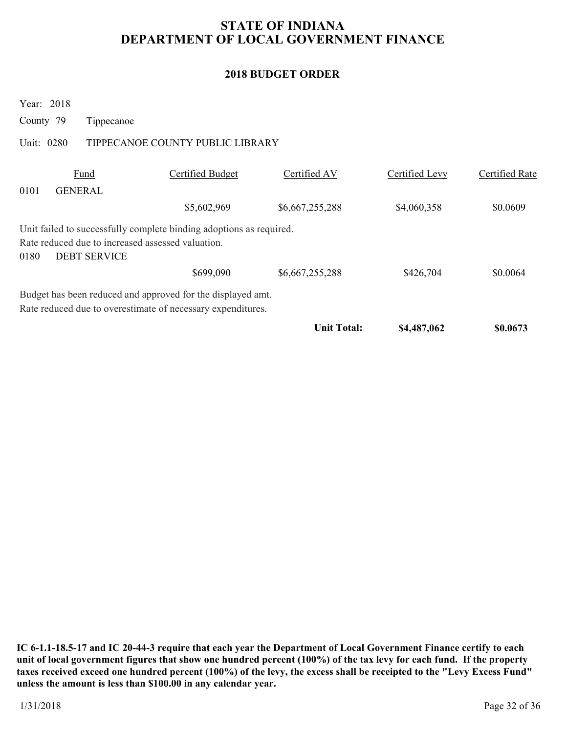# STATE OF INDIANA
# DEPARTMENT OF LOCAL GOVERNMENT FINANCE

## 2018 BUDGET ORDER

Year: 2018

County 79 Tippecanoe

Unit: 0280 TIPPECANOE COUNTY PUBLIC LIBRARY

| Fund | | Certified Budget | Certified AV | Certified Levy | Certified Rate |
|---|---|---|---|---|---|
| 0101 | GENERAL | | | | |
| | | $5,602,969 | $6,667,255,288 | $4,060,358 | $0.0609 |

Unit failed to successfully complete binding adoptions as required.
Rate reduced due to increased assessed valuation.

| Fund | | Certified Budget | Certified AV | Certified Levy | Certified Rate |
|---|---|---|---|---|---|
| 0180 | DEBT SERVICE | | | | |
| | | $699,090 | $6,667,255,288 | $426,704 | $0.0064 |

Budget has been reduced and approved for the displayed amt.
Rate reduced due to overestimate of necessary expenditures.

| | | | | Certified Levy | Certified Rate |
|---|---|---|---|---|---|
| | | | **Unit Total:** | **$4,487,062** | **$0.0673** |

**IC 6-1.1-18.5-17 and IC 20-44-3 require that each year the Department of Local Government Finance certify to each unit of local government figures that show one hundred percent (100%) of the tax levy for each fund. If the property taxes received exceed one hundred percent (100%) of the levy, the excess shall be receipted to the "Levy Excess Fund" unless the amount is less than $100.00 in any calendar year.**

1/31/2018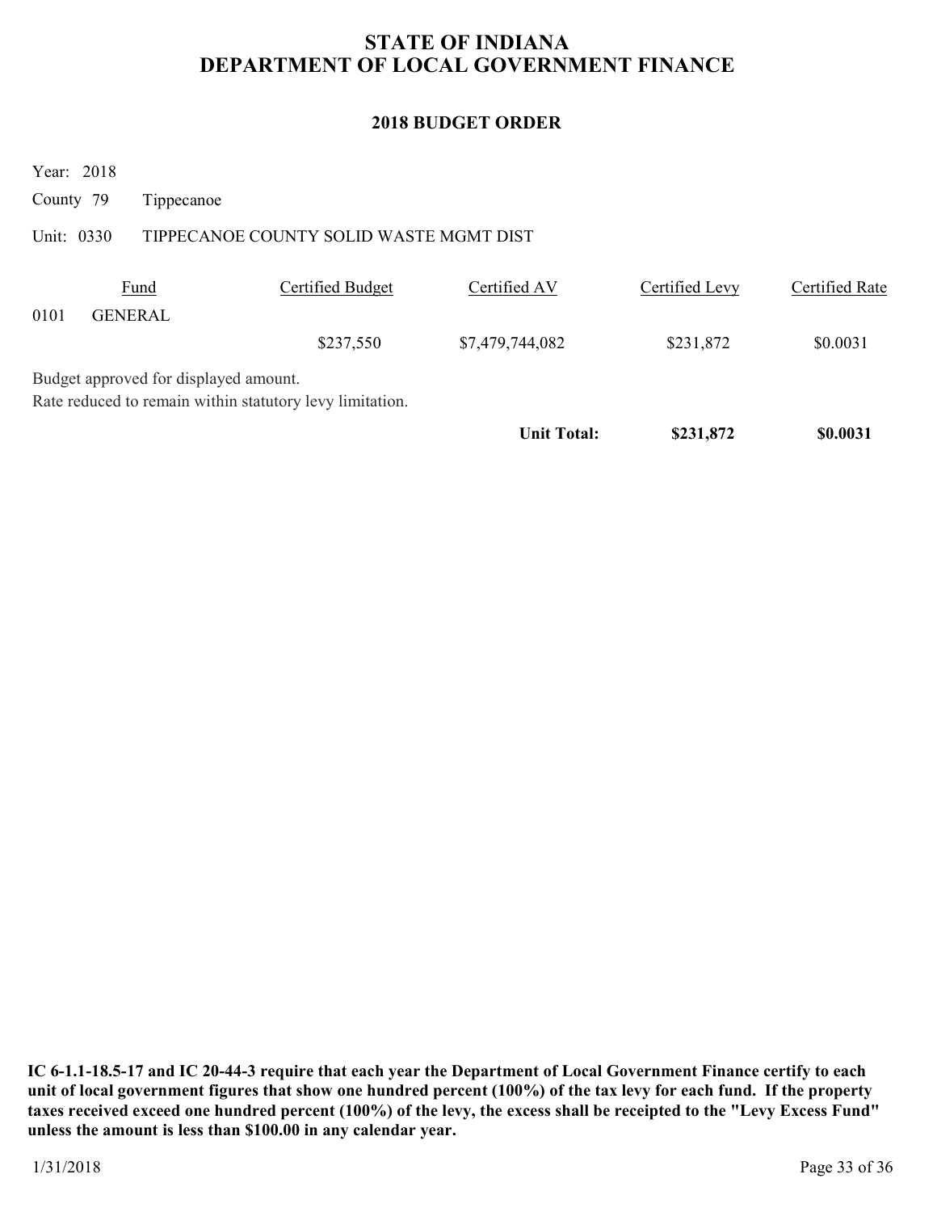# STATE OF INDIANA
# DEPARTMENT OF LOCAL GOVERNMENT FINANCE

## 2018 BUDGET ORDER

Year: 2018

County 79 Tippecanoe

Unit: 0330 TIPPECANOE COUNTY SOLID WASTE MGMT DIST

| Fund | | Certified Budget | Certified AV | Certified Levy | Certified Rate |
|---|---|---|---|---|---|
| 0101 | GENERAL | | | | |
| | | $237,550 | $7,479,744,082 | $231,872 | $0.0031 |

Budget approved for displayed amount.
Rate reduced to remain within statutory levy limitation.

| | | | **Unit Total:** | **$231,872** | **$0.0031** |
|---|---|---|---|---|---|

**IC 6-1.1-18.5-17 and IC 20-44-3 require that each year the Department of Local Government Finance certify to each unit of local government figures that show one hundred percent (100%) of the tax levy for each fund. If the property taxes received exceed one hundred percent (100%) of the levy, the excess shall be receipted to the "Levy Excess Fund" unless the amount is less than $100.00 in any calendar year.**

1/31/2018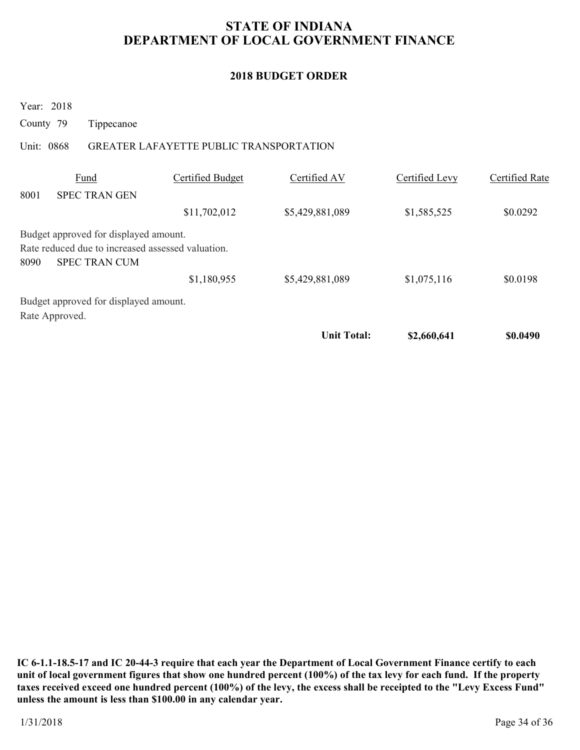# STATE OF INDIANA
# DEPARTMENT OF LOCAL GOVERNMENT FINANCE

## 2018 BUDGET ORDER

Year: 2018

County 79 Tippecanoe

Unit: 0868 GREATER LAFAYETTE PUBLIC TRANSPORTATION

| Fund | | Certified Budget | Certified AV | Certified Levy | Certified Rate |
|---|---|---|---|---|---|
| 8001 | SPEC TRAN GEN | | | | |
| | | $11,702,012 | $5,429,881,089 | $1,585,525 | $0.0292 |
| Budget approved for displayed amount. | | | | | |
| Rate reduced due to increased assessed valuation. | | | | | |
| 8090 | SPEC TRAN CUM | | | | |
| | | $1,180,955 | $5,429,881,089 | $1,075,116 | $0.0198 |
| Budget approved for displayed amount. | | | | | |
| Rate Approved. | | | | | |
| | | | **Unit Total:** | **$2,660,641** | **$0.0490** |

**IC 6-1.1-18.5-17 and IC 20-44-3 require that each year the Department of Local Government Finance certify to each unit of local government figures that show one hundred percent (100%) of the tax levy for each fund. If the property taxes received exceed one hundred percent (100%) of the levy, the excess shall be receipted to the "Levy Excess Fund" unless the amount is less than $100.00 in any calendar year.**

1/31/2018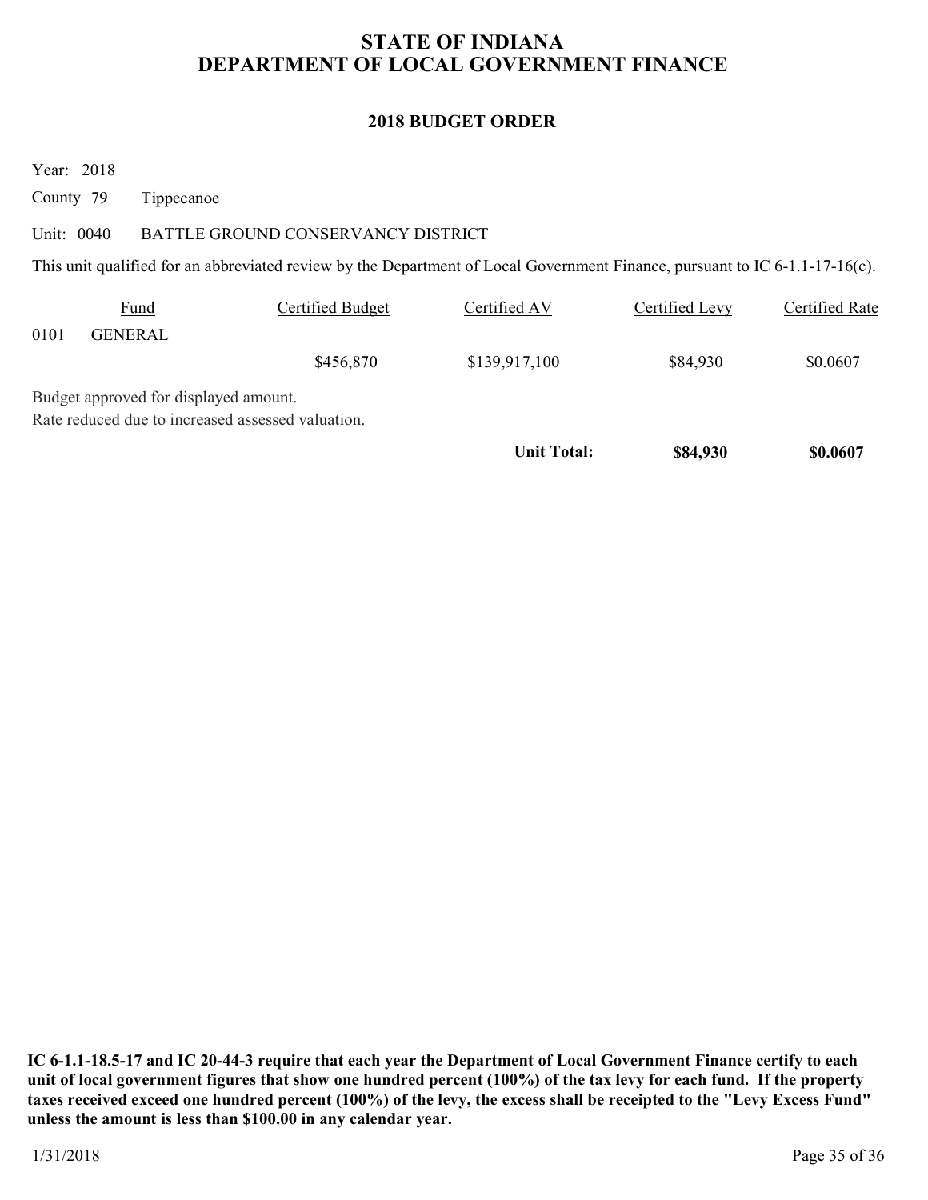# STATE OF INDIANA
# DEPARTMENT OF LOCAL GOVERNMENT FINANCE

## 2018 BUDGET ORDER

Year: 2018

County 79 Tippecanoe

Unit: 0040 BATTLE GROUND CONSERVANCY DISTRICT

This unit qualified for an abbreviated review by the Department of Local Government Finance, pursuant to IC 6-1.1-17-16(c).

| Fund | | Certified Budget | Certified AV | Certified Levy | Certified Rate |
|---|---|---|---|---|---|
| 0101 | GENERAL | | | | |
| | | $456,870 | $139,917,100 | $84,930 | $0.0607 |

Budget approved for displayed amount.
Rate reduced due to increased assessed valuation.

| | | | Unit Total: | $84,930 | $0.0607 |
|---|---|---|---|---|---|

**IC 6-1.1-18.5-17 and IC 20-44-3 require that each year the Department of Local Government Finance certify to each unit of local government figures that show one hundred percent (100%) of the tax levy for each fund. If the property taxes received exceed one hundred percent (100%) of the levy, the excess shall be receipted to the "Levy Excess Fund" unless the amount is less than $100.00 in any calendar year.**

1/31/2018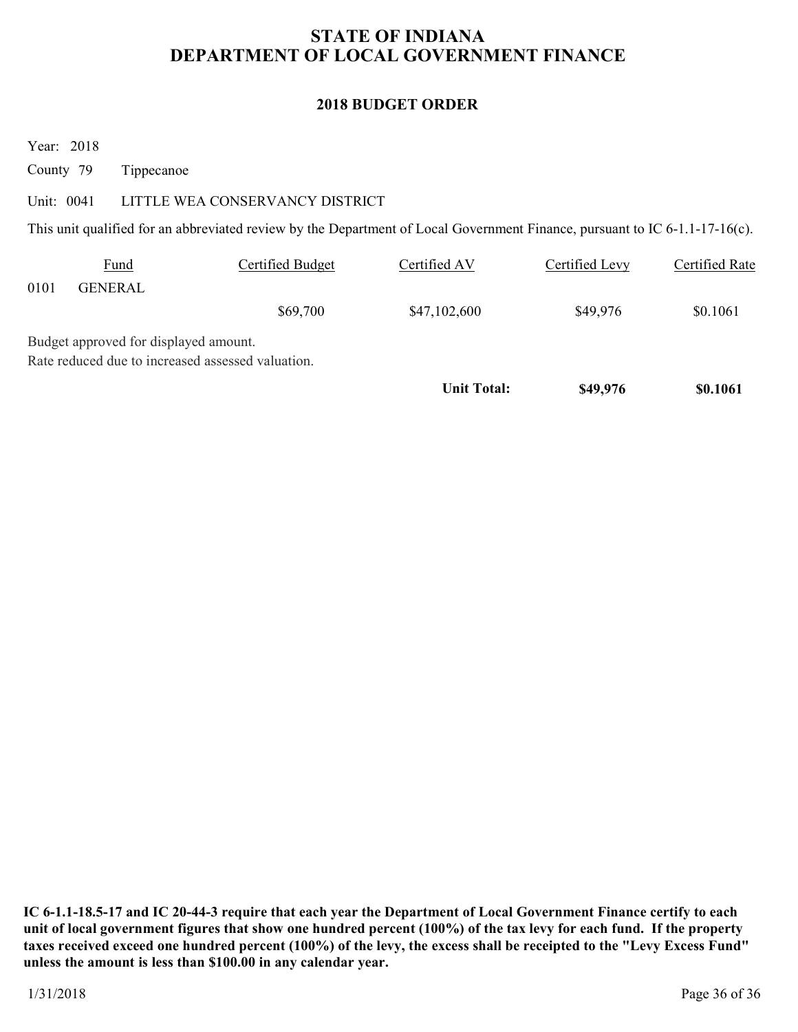# STATE OF INDIANA
# DEPARTMENT OF LOCAL GOVERNMENT FINANCE

## 2018 BUDGET ORDER

Year: 2018

County 79 Tippecanoe

Unit: 0041 LITTLE WEA CONSERVANCY DISTRICT

This unit qualified for an abbreviated review by the Department of Local Government Finance, pursuant to IC 6-1.1-17-16(c).

| Fund | | Certified Budget | Certified AV | Certified Levy | Certified Rate |
|---|---|---|---|---|---|
| 0101 | GENERAL | | | | |
| | | $69,700 | $47,102,600 | $49,976 | $0.1061 |

Budget approved for displayed amount.
Rate reduced due to increased assessed valuation.

| | | |
|---|---|---|
| **Unit Total:** | **$49,976** | **$0.1061** |

**IC 6-1.1-18.5-17 and IC 20-44-3 require that each year the Department of Local Government Finance certify to each unit of local government figures that show one hundred percent (100%) of the tax levy for each fund. If the property taxes received exceed one hundred percent (100%) of the levy, the excess shall be receipted to the "Levy Excess Fund" unless the amount is less than $100.00 in any calendar year.**

1/31/2018